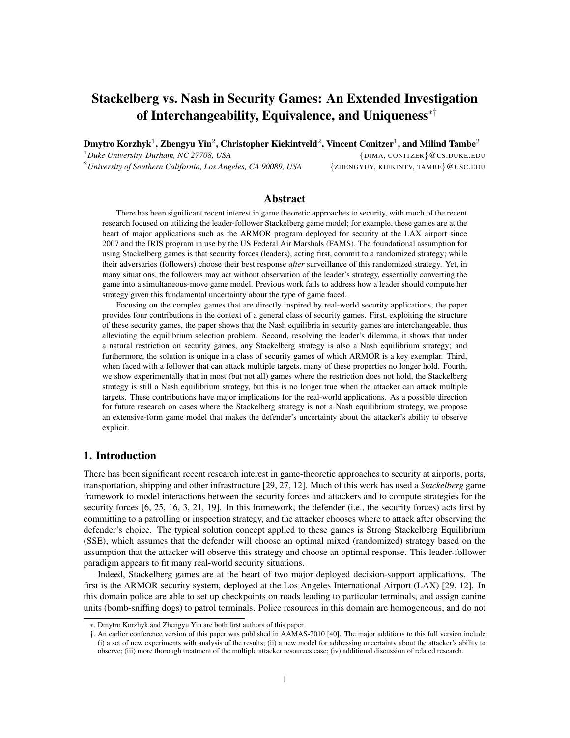# Stackelberg vs. Nash in Security Games: An Extended Investigation of Interchangeability, Equivalence, and Uniqueness[∗†]

**Dmytro Korzhyk**[1], **Zhengyu Yin**[2], **Christopher Kiekintveld**[2], **Vincent Conitzer**[1], **and Milind Tambe**[2]

[1]*Duke University, Durham, NC 27708, USA* {DIMA, CONITZER}@CS.DUKE.EDU

[2]*University of Southern California, Los Angeles, CA 90089, USA* {ZHENGYUY, KIEKINTV, TAMBE}@USC.EDU

## Abstract

There has been significant recent interest in game theoretic approaches to security, with much of the recent research focused on utilizing the leader-follower Stackelberg game model; for example, these games are at the heart of major applications such as the ARMOR program deployed for security at the LAX airport since 2007 and the IRIS program in use by the US Federal Air Marshals (FAMS). The foundational assumption for using Stackelberg games is that security forces (leaders), acting first, commit to a randomized strategy; while their adversaries (followers) choose their best response *after* surveillance of this randomized strategy. Yet, in many situations, the followers may act without observation of the leader's strategy, essentially converting the game into a simultaneous-move game model. Previous work fails to address how a leader should compute her strategy given this fundamental uncertainty about the type of game faced.

Focusing on the complex games that are directly inspired by real-world security applications, the paper provides four contributions in the context of a general class of security games. First, exploiting the structure of these security games, the paper shows that the Nash equilibria in security games are interchangeable, thus alleviating the equilibrium selection problem. Second, resolving the leader's dilemma, it shows that under a natural restriction on security games, any Stackelberg strategy is also a Nash equilibrium strategy; and furthermore, the solution is unique in a class of security games of which ARMOR is a key exemplar. Third, when faced with a follower that can attack multiple targets, many of these properties no longer hold. Fourth, we show experimentally that in most (but not all) games where the restriction does not hold, the Stackelberg strategy is still a Nash equilibrium strategy, but this is no longer true when the attacker can attack multiple targets. These contributions have major implications for the real-world applications. As a possible direction for future research on cases where the Stackelberg strategy is not a Nash equilibrium strategy, we propose an extensive-form game model that makes the defender's uncertainty about the attacker's ability to observe explicit.

## 1. Introduction

There has been significant recent research interest in game-theoretic approaches to security at airports, ports, transportation, shipping and other infrastructure [29, 27, 12]. Much of this work has used a *Stackelberg* game framework to model interactions between the security forces and attackers and to compute strategies for the security forces [6, 25, 16, 3, 21, 19]. In this framework, the defender (i.e., the security forces) acts first by committing to a patrolling or inspection strategy, and the attacker chooses where to attack after observing the defender's choice. The typical solution concept applied to these games is Strong Stackelberg Equilibrium (SSE), which assumes that the defender will choose an optimal mixed (randomized) strategy based on the assumption that the attacker will observe this strategy and choose an optimal response. This leader-follower paradigm appears to fit many real-world security situations.

Indeed, Stackelberg games are at the heart of two major deployed decision-support applications. The first is the ARMOR security system, deployed at the Los Angeles International Airport (LAX) [29, 12]. In this domain police are able to set up checkpoints on roads leading to particular terminals, and assign canine units (bomb-sniffing dogs) to patrol terminals. Police resources in this domain are homogeneous, and do not

∗. Dmytro Korzhyk and Zhengyu Yin are both first authors of this paper.

†. An earlier conference version of this paper was published in AAMAS-2010 [40]. The major additions to this full version include (i) a set of new experiments with analysis of the results; (ii) a new model for addressing uncertainty about the attacker's ability to observe; (iii) more thorough treatment of the multiple attacker resources case; (iv) additional discussion of related research.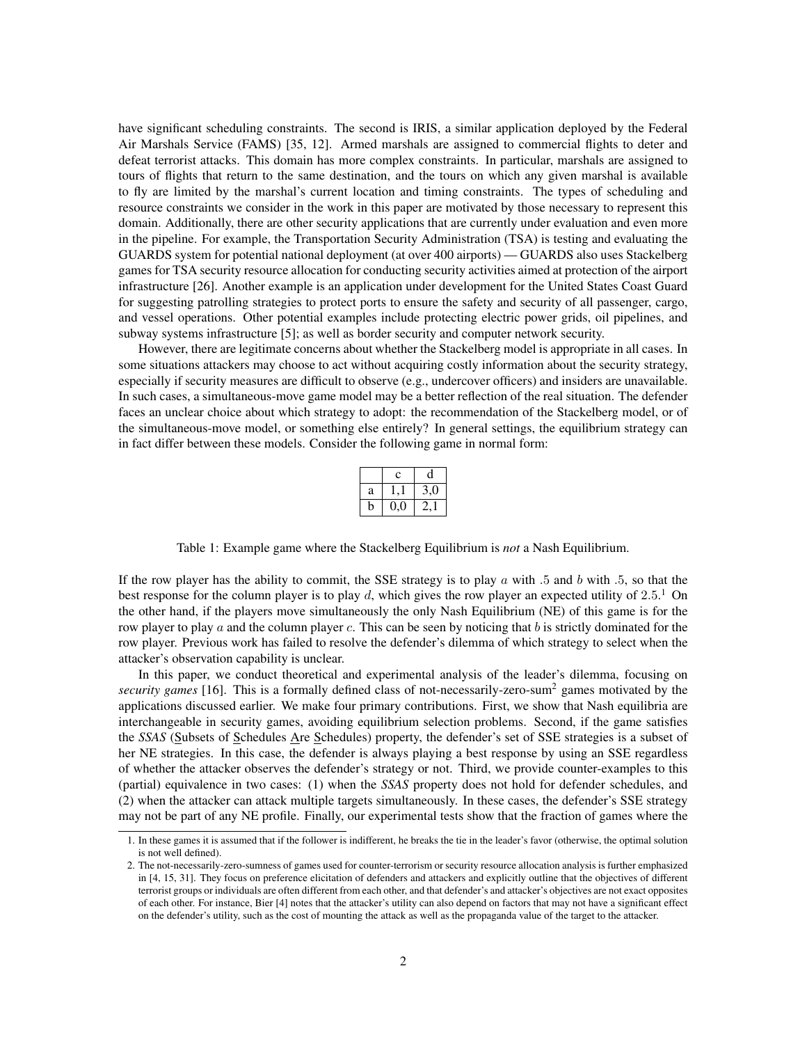have significant scheduling constraints. The second is IRIS, a similar application deployed by the Federal Air Marshals Service (FAMS) [35, 12]. Armed marshals are assigned to commercial flights to deter and defeat terrorist attacks. This domain has more complex constraints. In particular, marshals are assigned to tours of flights that return to the same destination, and the tours on which any given marshal is available to fly are limited by the marshal's current location and timing constraints. The types of scheduling and resource constraints we consider in the work in this paper are motivated by those necessary to represent this domain. Additionally, there are other security applications that are currently under evaluation and even more in the pipeline. For example, the Transportation Security Administration (TSA) is testing and evaluating the GUARDS system for potential national deployment (at over 400 airports) — GUARDS also uses Stackelberg games for TSA security resource allocation for conducting security activities aimed at protection of the airport infrastructure [26]. Another example is an application under development for the United States Coast Guard for suggesting patrolling strategies to protect ports to ensure the safety and security of all passenger, cargo, and vessel operations. Other potential examples include protecting electric power grids, oil pipelines, and subway systems infrastructure [5]; as well as border security and computer network security.

However, there are legitimate concerns about whether the Stackelberg model is appropriate in all cases. In some situations attackers may choose to act without acquiring costly information about the security strategy, especially if security measures are difficult to observe (e.g., undercover officers) and insiders are unavailable. In such cases, a simultaneous-move game model may be a better reflection of the real situation. The defender faces an unclear choice about which strategy to adopt: the recommendation of the Stackelberg model, or of the simultaneous-move model, or something else entirely? In general settings, the equilibrium strategy can in fact differ between these models. Consider the following game in normal form:

| | c | d |
|---|---|---|
| a | 1,1 | 3,0 |
| b | 0,0 | 2,1 |

Table 1: Example game where the Stackelberg Equilibrium is *not* a Nash Equilibrium.

If the row player has the ability to commit, the SSE strategy is to play $a$ with .5 and $b$ with .5, so that the best response for the column player is to play $d$, which gives the row player an expected utility of 2.5.[1] On the other hand, if the players move simultaneously the only Nash Equilibrium (NE) of this game is for the row player to play $a$ and the column player $c$. This can be seen by noticing that $b$ is strictly dominated for the row player. Previous work has failed to resolve the defender's dilemma of which strategy to select when the attacker's observation capability is unclear.

In this paper, we conduct theoretical and experimental analysis of the leader's dilemma, focusing on *security games* [16]. This is a formally defined class of not-necessarily-zero-sum[2] games motivated by the applications discussed earlier. We make four primary contributions. First, we show that Nash equilibria are interchangeable in security games, avoiding equilibrium selection problems. Second, if the game satisfies the *SSAS* (Subsets of Schedules Are Schedules) property, the defender's set of SSE strategies is a subset of her NE strategies. In this case, the defender is always playing a best response by using an SSE regardless of whether the attacker observes the defender's strategy or not. Third, we provide counter-examples to this (partial) equivalence in two cases: (1) when the *SSAS* property does not hold for defender schedules, and (2) when the attacker can attack multiple targets simultaneously. In these cases, the defender's SSE strategy may not be part of any NE profile. Finally, our experimental tests show that the fraction of games where the

1. In these games it is assumed that if the follower is indifferent, he breaks the tie in the leader's favor (otherwise, the optimal solution is not well defined).

2. The not-necessarily-zero-sumness of games used for counter-terrorism or security resource allocation analysis is further emphasized in [4, 15, 31]. They focus on preference elicitation of defenders and attackers and explicitly outline that the objectives of different terrorist groups or individuals are often different from each other, and that defender's and attacker's objectives are not exact opposites of each other. For instance, Bier [4] notes that the attacker's utility can also depend on factors that may not have a significant effect on the defender's utility, such as the cost of mounting the attack as well as the propaganda value of the target to the attacker.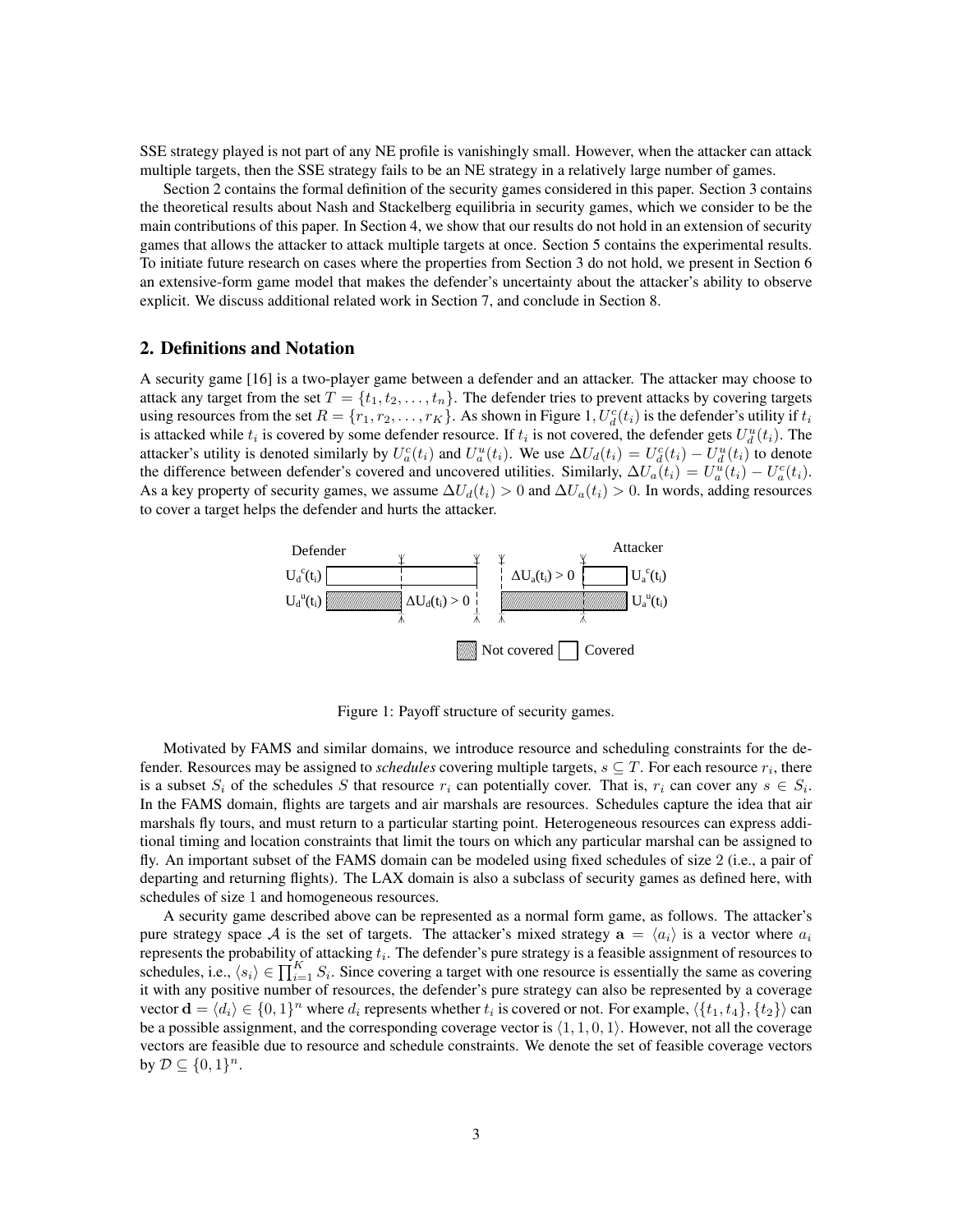SSE strategy played is not part of any NE profile is vanishingly small. However, when the attacker can attack multiple targets, then the SSE strategy fails to be an NE strategy in a relatively large number of games.

Section 2 contains the formal definition of the security games considered in this paper. Section 3 contains the theoretical results about Nash and Stackelberg equilibria in security games, which we consider to be the main contributions of this paper. In Section 4, we show that our results do not hold in an extension of security games that allows the attacker to attack multiple targets at once. Section 5 contains the experimental results. To initiate future research on cases where the properties from Section 3 do not hold, we present in Section 6 an extensive-form game model that makes the defender's uncertainty about the attacker's ability to observe explicit. We discuss additional related work in Section 7, and conclude in Section 8.

## 2. Definitions and Notation

A security game [16] is a two-player game between a defender and an attacker. The attacker may choose to attack any target from the set $T = \{t_1, t_2, \ldots, t_n\}$. The defender tries to prevent attacks by covering targets using resources from the set $R = \{r_1, r_2, \ldots, r_K\}$. As shown in Figure 1, $U_d^c(t_i)$ is the defender's utility if $t_i$ is attacked while $t_i$ is covered by some defender resource. If $t_i$ is not covered, the defender gets $U_d^u(t_i)$. The attacker's utility is denoted similarly by $U_a^c(t_i)$ and $U_a^u(t_i)$. We use $\Delta U_d(t_i) = U_d^c(t_i) - U_d^u(t_i)$ to denote the difference between defender's covered and uncovered utilities. Similarly, $\Delta U_a(t_i) = U_a^u(t_i) - U_a^c(t_i)$. As a key property of security games, we assume $\Delta U_d(t_i) > 0$ and $\Delta U_a(t_i) > 0$. In words, adding resources to cover a target helps the defender and hurts the attacker.

Figure 1: Payoff structure of security games.

Motivated by FAMS and similar domains, we introduce resource and scheduling constraints for the defender. Resources may be assigned to *schedules* covering multiple targets, $s \subseteq T$. For each resource $r_i$, there is a subset $S_i$ of the schedules $S$ that resource $r_i$ can potentially cover. That is, $r_i$ can cover any $s \in S_i$. In the FAMS domain, flights are targets and air marshals are resources. Schedules capture the idea that air marshals fly tours, and must return to a particular starting point. Heterogeneous resources can express additional timing and location constraints that limit the tours on which any particular marshal can be assigned to fly. An important subset of the FAMS domain can be modeled using fixed schedules of size 2 (i.e., a pair of departing and returning flights). The LAX domain is also a subclass of security games as defined here, with schedules of size 1 and homogeneous resources.

A security game described above can be represented as a normal form game, as follows. The attacker's pure strategy space $\mathcal{A}$ is the set of targets. The attacker's mixed strategy $\mathbf{a} = \langle a_i \rangle$ is a vector where $a_i$ represents the probability of attacking $t_i$. The defender's pure strategy is a feasible assignment of resources to schedules, i.e., $\langle s_i \rangle \in \prod_{i=1}^{K} S_i$. Since covering a target with one resource is essentially the same as covering it with any positive number of resources, the defender's pure strategy can also be represented by a coverage vector $\mathbf{d} = \langle d_i \rangle \in \{0,1\}^n$ where $d_i$ represents whether $t_i$ is covered or not. For example, $\langle \{t_1, t_4\}, \{t_2\} \rangle$ can be a possible assignment, and the corresponding coverage vector is $\langle 1, 1, 0, 1 \rangle$. However, not all the coverage vectors are feasible due to resource and schedule constraints. We denote the set of feasible coverage vectors by $\mathcal{D} \subseteq \{0,1\}^n$.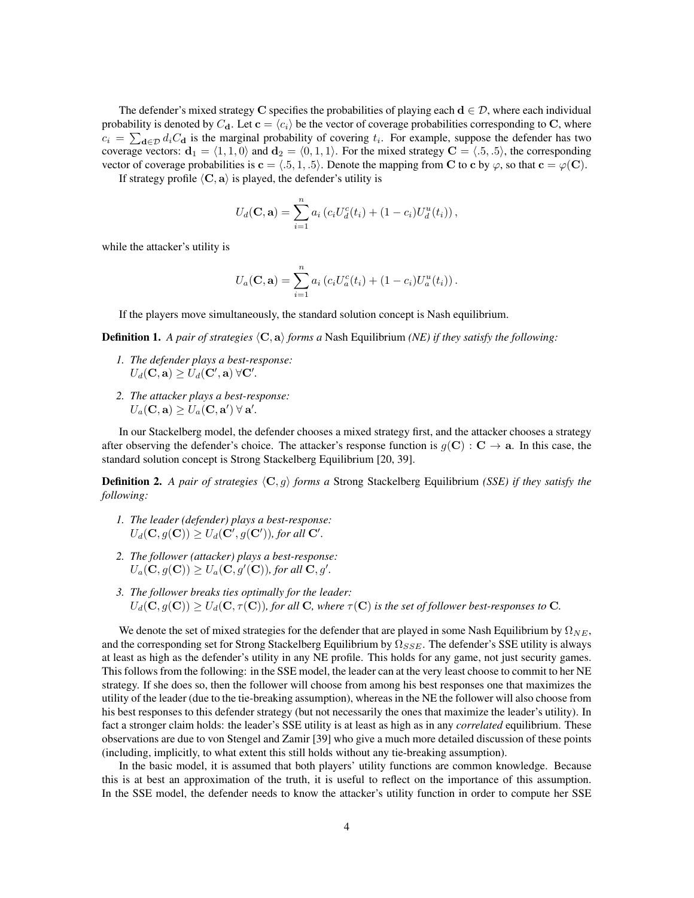The defender's mixed strategy $\mathbf{C}$ specifies the probabilities of playing each $\mathbf{d} \in \mathcal{D}$, where each individual probability is denoted by $C_{\mathbf{d}}$. Let $\mathbf{c} = \langle c_i \rangle$ be the vector of coverage probabilities corresponding to $\mathbf{C}$, where $c_i = \sum_{\mathbf{d} \in \mathcal{D}} d_i C_{\mathbf{d}}$ is the marginal probability of covering $t_i$. For example, suppose the defender has two coverage vectors: $\mathbf{d}_1 = \langle 1, 1, 0 \rangle$ and $\mathbf{d}_2 = \langle 0, 1, 1 \rangle$. For the mixed strategy $\mathbf{C} = \langle .5, .5 \rangle$, the corresponding vector of coverage probabilities is $\mathbf{c} = \langle .5, 1, .5 \rangle$. Denote the mapping from $\mathbf{C}$ to $\mathbf{c}$ by $\varphi$, so that $\mathbf{c} = \varphi(\mathbf{C})$.

If strategy profile $\langle \mathbf{C}, \mathbf{a} \rangle$ is played, the defender's utility is

$$U_d(\mathbf{C}, \mathbf{a}) = \sum_{i=1}^{n} a_i \left( c_i U_d^c(t_i) + (1 - c_i) U_d^u(t_i) \right),$$

while the attacker's utility is

$$U_a(\mathbf{C}, \mathbf{a}) = \sum_{i=1}^{n} a_i \left( c_i U_a^c(t_i) + (1 - c_i) U_a^u(t_i) \right).$$

If the players move simultaneously, the standard solution concept is Nash equilibrium.

**Definition 1.** *A pair of strategies $\langle \mathbf{C}, \mathbf{a} \rangle$ forms a* Nash Equilibrium *(NE) if they satisfy the following:*

1. *The defender plays a best-response:*
   $U_d(\mathbf{C}, \mathbf{a}) \geq U_d(\mathbf{C}', \mathbf{a}) \, \forall \mathbf{C}'$.

2. *The attacker plays a best-response:*
   $U_a(\mathbf{C}, \mathbf{a}) \geq U_a(\mathbf{C}, \mathbf{a}') \, \forall \, \mathbf{a}'$.

In our Stackelberg model, the defender chooses a mixed strategy first, and the attacker chooses a strategy after observing the defender's choice. The attacker's response function is $g(\mathbf{C}) : \mathbf{C} \rightarrow \mathbf{a}$. In this case, the standard solution concept is Strong Stackelberg Equilibrium [20, 39].

**Definition 2.** *A pair of strategies $\langle \mathbf{C}, g \rangle$ forms a* Strong Stackelberg Equilibrium *(SSE) if they satisfy the following:*

1. *The leader (defender) plays a best-response:*
   $U_d(\mathbf{C}, g(\mathbf{C})) \geq U_d(\mathbf{C}', g(\mathbf{C}'))$, *for all* $\mathbf{C}'$.

2. *The follower (attacker) plays a best-response:*
   $U_a(\mathbf{C}, g(\mathbf{C})) \geq U_a(\mathbf{C}, g'(\mathbf{C}))$, *for all* $\mathbf{C}, g'$.

3. *The follower breaks ties optimally for the leader:*
   $U_d(\mathbf{C}, g(\mathbf{C})) \geq U_d(\mathbf{C}, \tau(\mathbf{C}))$, *for all* $\mathbf{C}$, *where* $\tau(\mathbf{C})$ *is the set of follower best-responses to* $\mathbf{C}$.

We denote the set of mixed strategies for the defender that are played in some Nash Equilibrium by $\Omega_{NE}$, and the corresponding set for Strong Stackelberg Equilibrium by $\Omega_{SSE}$. The defender's SSE utility is always at least as high as the defender's utility in any NE profile. This holds for any game, not just security games. This follows from the following: in the SSE model, the leader can at the very least choose to commit to her NE strategy. If she does so, then the follower will choose from among his best responses one that maximizes the utility of the leader (due to the tie-breaking assumption), whereas in the NE the follower will also choose from his best responses to this defender strategy (but not necessarily the ones that maximize the leader's utility). In fact a stronger claim holds: the leader's SSE utility is at least as high as in any *correlated* equilibrium. These observations are due to von Stengel and Zamir [39] who give a much more detailed discussion of these points (including, implicitly, to what extent this still holds without any tie-breaking assumption).

In the basic model, it is assumed that both players' utility functions are common knowledge. Because this is at best an approximation of the truth, it is useful to reflect on the importance of this assumption. In the SSE model, the defender needs to know the attacker's utility function in order to compute her SSE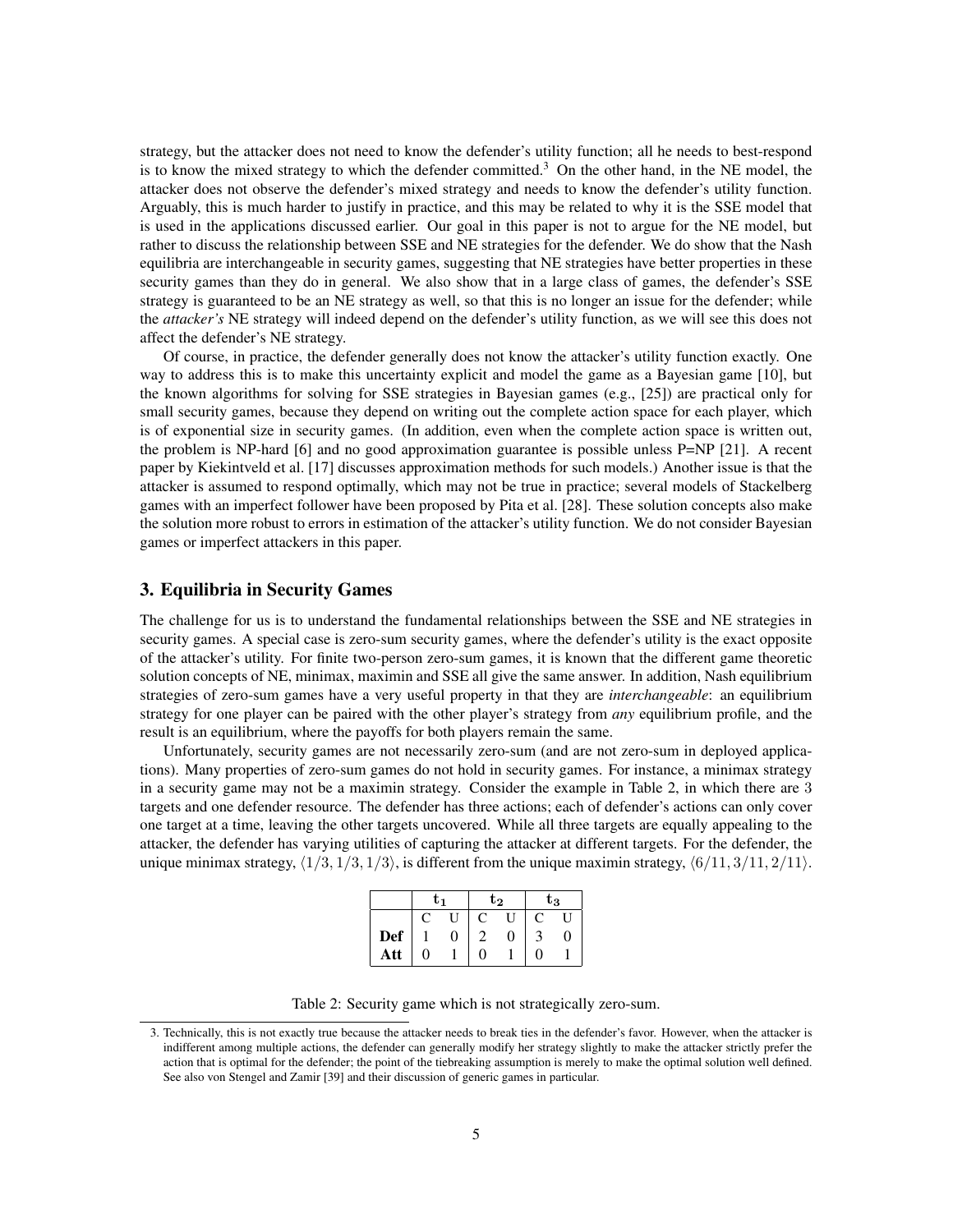strategy, but the attacker does not need to know the defender's utility function; all he needs to best-respond is to know the mixed strategy to which the defender committed.[3] On the other hand, in the NE model, the attacker does not observe the defender's mixed strategy and needs to know the defender's utility function. Arguably, this is much harder to justify in practice, and this may be related to why it is the SSE model that is used in the applications discussed earlier. Our goal in this paper is not to argue for the NE model, but rather to discuss the relationship between SSE and NE strategies for the defender. We do show that the Nash equilibria are interchangeable in security games, suggesting that NE strategies have better properties in these security games than they do in general. We also show that in a large class of games, the defender's SSE strategy is guaranteed to be an NE strategy as well, so that this is no longer an issue for the defender; while the *attacker's* NE strategy will indeed depend on the defender's utility function, as we will see this does not affect the defender's NE strategy.

Of course, in practice, the defender generally does not know the attacker's utility function exactly. One way to address this is to make this uncertainty explicit and model the game as a Bayesian game [10], but the known algorithms for solving for SSE strategies in Bayesian games (e.g., [25]) are practical only for small security games, because they depend on writing out the complete action space for each player, which is of exponential size in security games. (In addition, even when the complete action space is written out, the problem is NP-hard [6] and no good approximation guarantee is possible unless P=NP [21]. A recent paper by Kiekintveld et al. [17] discusses approximation methods for such models.) Another issue is that the attacker is assumed to respond optimally, which may not be true in practice; several models of Stackelberg games with an imperfect follower have been proposed by Pita et al. [28]. These solution concepts also make the solution more robust to errors in estimation of the attacker's utility function. We do not consider Bayesian games or imperfect attackers in this paper.

## 3. Equilibria in Security Games

The challenge for us is to understand the fundamental relationships between the SSE and NE strategies in security games. A special case is zero-sum security games, where the defender's utility is the exact opposite of the attacker's utility. For finite two-person zero-sum games, it is known that the different game theoretic solution concepts of NE, minimax, maximin and SSE all give the same answer. In addition, Nash equilibrium strategies of zero-sum games have a very useful property in that they are *interchangeable*: an equilibrium strategy for one player can be paired with the other player's strategy from *any* equilibrium profile, and the result is an equilibrium, where the payoffs for both players remain the same.

Unfortunately, security games are not necessarily zero-sum (and are not zero-sum in deployed applications). Many properties of zero-sum games do not hold in security games. For instance, a minimax strategy in a security game may not be a maximin strategy. Consider the example in Table 2, in which there are 3 targets and one defender resource. The defender has three actions; each of defender's actions can only cover one target at a time, leaving the other targets uncovered. While all three targets are equally appealing to the attacker, the defender has varying utilities of capturing the attacker at different targets. For the defender, the unique minimax strategy, $\langle 1/3, 1/3, 1/3 \rangle$, is different from the unique maximin strategy, $\langle 6/11, 3/11, 2/11 \rangle$.

| | $\mathbf{t_1}$ | | $\mathbf{t_2}$ | | $\mathbf{t_3}$ | |
|---|---|---|---|---|---|---|
| | C | U | C | U | C | U |
| **Def** | 1 | 0 | 2 | 0 | 3 | 0 |
| **Att** | 0 | 1 | 0 | 1 | 0 | 1 |

Table 2: Security game which is not strategically zero-sum.

3. Technically, this is not exactly true because the attacker needs to break ties in the defender's favor. However, when the attacker is indifferent among multiple actions, the defender can generally modify her strategy slightly to make the attacker strictly prefer the action that is optimal for the defender; the point of the tiebreaking assumption is merely to make the optimal solution well defined. See also von Stengel and Zamir [39] and their discussion of generic games in particular.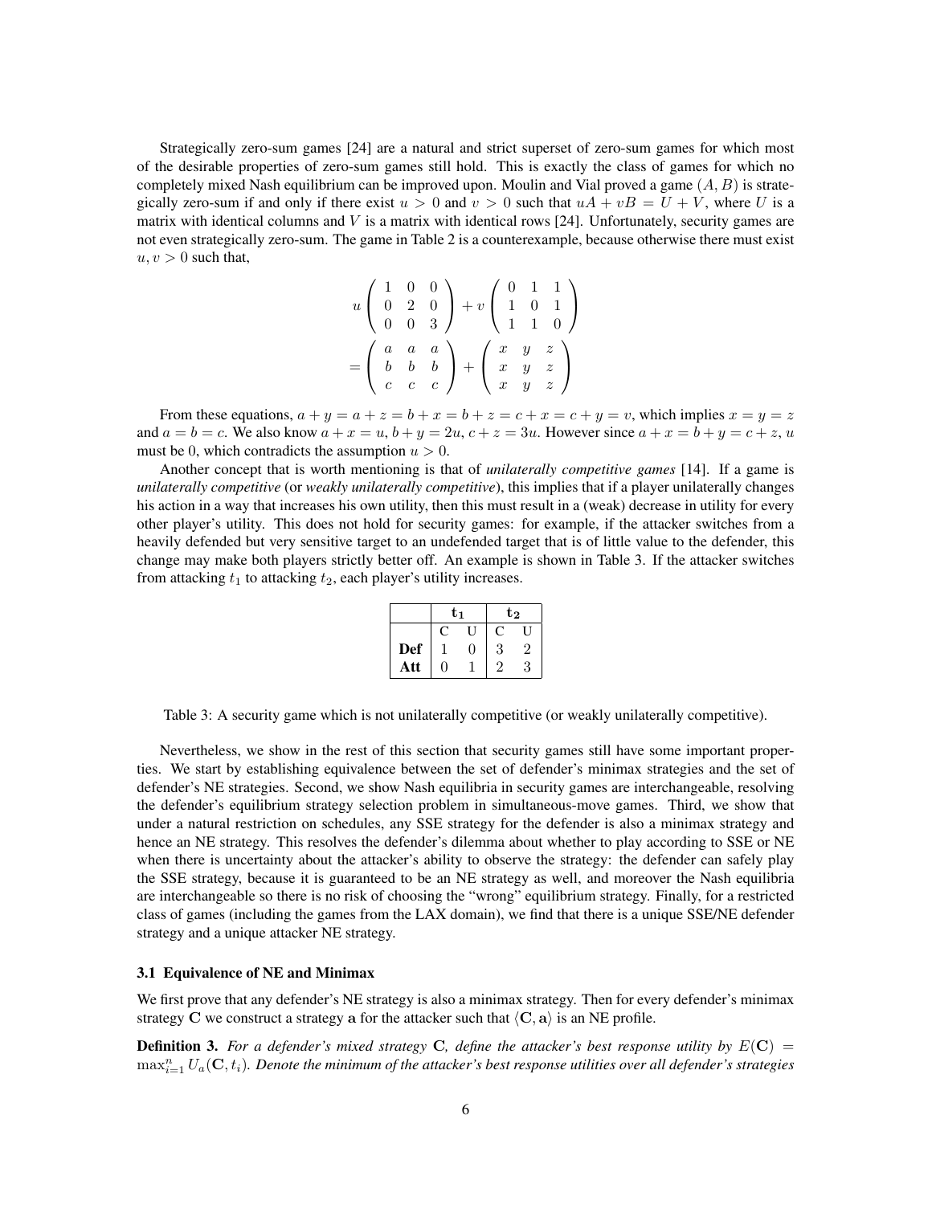Strategically zero-sum games [24] are a natural and strict superset of zero-sum games for which most of the desirable properties of zero-sum games still hold. This is exactly the class of games for which no completely mixed Nash equilibrium can be improved upon. Moulin and Vial proved a game $(A, B)$ is strategically zero-sum if and only if there exist $u > 0$ and $v > 0$ such that $uA + vB = U + V$, where $U$ is a matrix with identical columns and $V$ is a matrix with identical rows [24]. Unfortunately, security games are not even strategically zero-sum. The game in Table 2 is a counterexample, because otherwise there must exist $u, v > 0$ such that,

$$
u \begin{pmatrix} 1 & 0 & 0 \\ 0 & 2 & 0 \\ 0 & 0 & 3 \end{pmatrix} + v \begin{pmatrix} 0 & 1 & 1 \\ 1 & 0 & 1 \\ 1 & 1 & 0 \end{pmatrix}
$$
$$
= \begin{pmatrix} a & a & a \\ b & b & b \\ c & c & c \end{pmatrix} + \begin{pmatrix} x & y & z \\ x & y & z \\ x & y & z \end{pmatrix}
$$

From these equations, $a + y = a + z = b + x = b + z = c + x = c + y = v$, which implies $x = y = z$ and $a = b = c$. We also know $a + x = u$, $b + y = 2u$, $c + z = 3u$. However since $a + x = b + y = c + z$, $u$ must be 0, which contradicts the assumption $u > 0$.

Another concept that is worth mentioning is that of *unilaterally competitive games* [14]. If a game is *unilaterally competitive* (or *weakly unilaterally competitive*), this implies that if a player unilaterally changes his action in a way that increases his own utility, then this must result in a (weak) decrease in utility for every other player's utility. This does not hold for security games: for example, if the attacker switches from a heavily defended but very sensitive target to an undefended target that is of little value to the defender, this change may make both players strictly better off. An example is shown in Table 3. If the attacker switches from attacking $t_1$ to attacking $t_2$, each player's utility increases.

| | $\mathbf{t_1}$ | | $\mathbf{t_2}$ | |
|---|---|---|---|---|
| | C | U | C | U |
| **Def** | 1 | 0 | 3 | 2 |
| **Att** | 0 | 1 | 2 | 3 |

Table 3: A security game which is not unilaterally competitive (or weakly unilaterally competitive).

Nevertheless, we show in the rest of this section that security games still have some important properties. We start by establishing equivalence between the set of defender's minimax strategies and the set of defender's NE strategies. Second, we show Nash equilibria in security games are interchangeable, resolving the defender's equilibrium strategy selection problem in simultaneous-move games. Third, we show that under a natural restriction on schedules, any SSE strategy for the defender is also a minimax strategy and hence an NE strategy. This resolves the defender's dilemma about whether to play according to SSE or NE when there is uncertainty about the attacker's ability to observe the strategy: the defender can safely play the SSE strategy, because it is guaranteed to be an NE strategy as well, and moreover the Nash equilibria are interchangeable so there is no risk of choosing the "wrong" equilibrium strategy. Finally, for a restricted class of games (including the games from the LAX domain), we find that there is a unique SSE/NE defender strategy and a unique attacker NE strategy.

### 3.1 Equivalence of NE and Minimax

We first prove that any defender's NE strategy is also a minimax strategy. Then for every defender's minimax strategy $\mathbf{C}$ we construct a strategy $\mathbf{a}$ for the attacker such that $\langle \mathbf{C}, \mathbf{a} \rangle$ is an NE profile.

**Definition 3.** *For a defender's mixed strategy $\mathbf{C}$, define the attacker's best response utility by $E(\mathbf{C}) = \max_{i=1}^{n} U_a(\mathbf{C}, t_i)$. Denote the minimum of the attacker's best response utilities over all defender's strategies*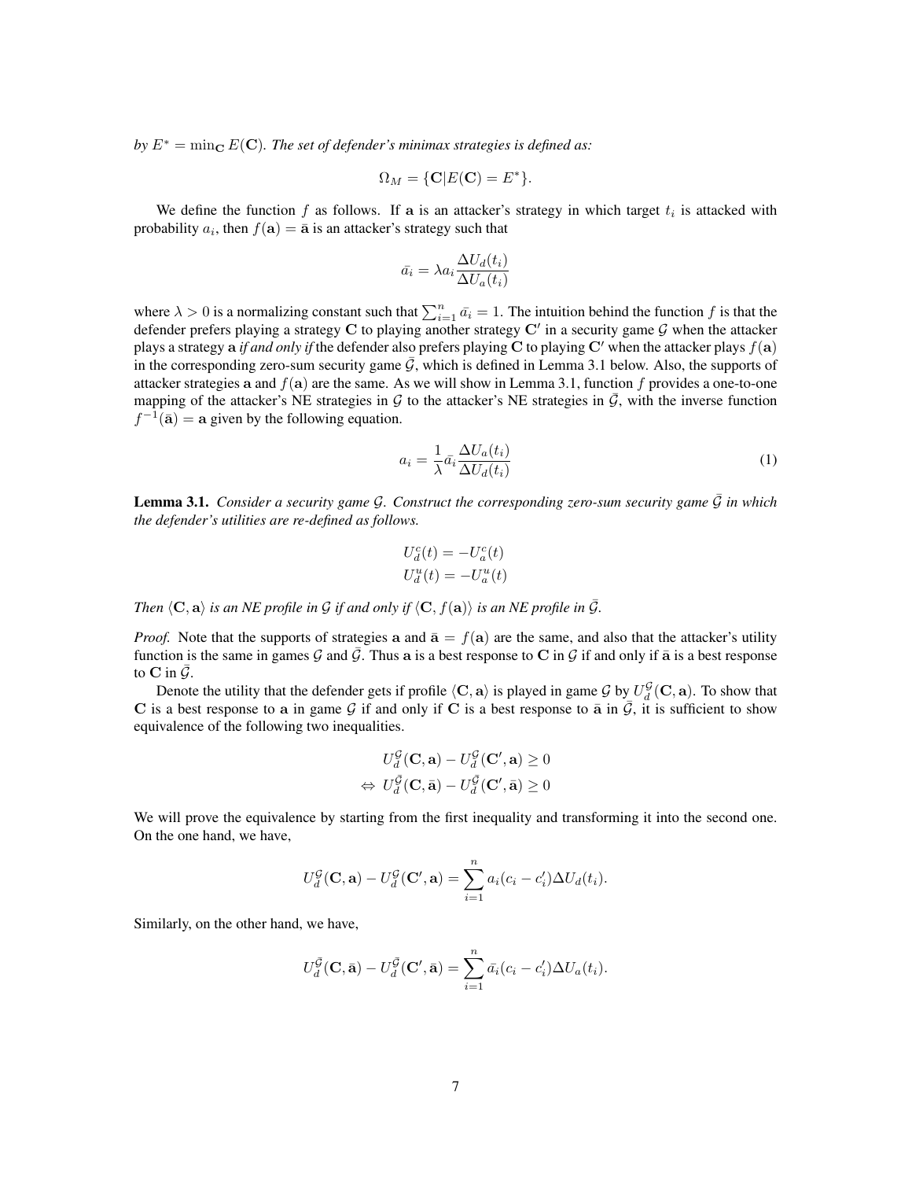*by $E^* = \min_{\mathbf{C}} E(\mathbf{C})$. The set of defender's minimax strategies is defined as:*

$$\Omega_M = \{\mathbf{C} | E(\mathbf{C}) = E^*\}.$$

We define the function $f$ as follows. If $\mathbf{a}$ is an attacker's strategy in which target $t_i$ is attacked with probability $a_i$, then $f(\mathbf{a}) = \bar{\mathbf{a}}$ is an attacker's strategy such that

$$\bar{a_i} = \lambda a_i \frac{\Delta U_d(t_i)}{\Delta U_a(t_i)}$$

where $\lambda > 0$ is a normalizing constant such that $\sum_{i=1}^{n} \bar{a_i} = 1$. The intuition behind the function $f$ is that the defender prefers playing a strategy $\mathbf{C}$ to playing another strategy $\mathbf{C}'$ in a security game $\mathcal{G}$ when the attacker plays a strategy $\mathbf{a}$ *if and only if* the defender also prefers playing $\mathbf{C}$ to playing $\mathbf{C}'$ when the attacker plays $f(\mathbf{a})$ in the corresponding zero-sum security game $\bar{\mathcal{G}}$, which is defined in Lemma 3.1 below. Also, the supports of attacker strategies $\mathbf{a}$ and $f(\mathbf{a})$ are the same. As we will show in Lemma 3.1, function $f$ provides a one-to-one mapping of the attacker's NE strategies in $\mathcal{G}$ to the attacker's NE strategies in $\bar{\mathcal{G}}$, with the inverse function $f^{-1}(\bar{\mathbf{a}}) = \mathbf{a}$ given by the following equation.

$$a_i = \frac{1}{\lambda} \bar{a_i} \frac{\Delta U_a(t_i)}{\Delta U_d(t_i)} \tag{1}$$

**Lemma 3.1.** *Consider a security game $\mathcal{G}$. Construct the corresponding zero-sum security game $\bar{\mathcal{G}}$ in which the defender's utilities are re-defined as follows.*

$$U_d^c(t) = -U_a^c(t)$$
$$U_d^u(t) = -U_a^u(t)$$

*Then $\langle \mathbf{C}, \mathbf{a} \rangle$ is an NE profile in $\mathcal{G}$ if and only if $\langle \mathbf{C}, f(\mathbf{a}) \rangle$ is an NE profile in $\bar{\mathcal{G}}$.*

*Proof.* Note that the supports of strategies $\mathbf{a}$ and $\bar{\mathbf{a}} = f(\mathbf{a})$ are the same, and also that the attacker's utility function is the same in games $\mathcal{G}$ and $\bar{\mathcal{G}}$. Thus $\mathbf{a}$ is a best response to $\mathbf{C}$ in $\mathcal{G}$ if and only if $\bar{\mathbf{a}}$ is a best response to $\mathbf{C}$ in $\bar{\mathcal{G}}$.

Denote the utility that the defender gets if profile $\langle \mathbf{C}, \mathbf{a} \rangle$ is played in game $\mathcal{G}$ by $U_d^{\mathcal{G}}(\mathbf{C}, \mathbf{a})$. To show that $\mathbf{C}$ is a best response to $\mathbf{a}$ in game $\mathcal{G}$ if and only if $\mathbf{C}$ is a best response to $\bar{\mathbf{a}}$ in $\bar{\mathcal{G}}$, it is sufficient to show equivalence of the following two inequalities.

$$U_d^{\mathcal{G}}(\mathbf{C}, \mathbf{a}) - U_d^{\mathcal{G}}(\mathbf{C}', \mathbf{a}) \geq 0$$
$$\Leftrightarrow \; U_d^{\bar{\mathcal{G}}}(\mathbf{C}, \bar{\mathbf{a}}) - U_d^{\bar{\mathcal{G}}}(\mathbf{C}', \bar{\mathbf{a}}) \geq 0$$

We will prove the equivalence by starting from the first inequality and transforming it into the second one. On the one hand, we have,

$$U_d^{\mathcal{G}}(\mathbf{C}, \mathbf{a}) - U_d^{\mathcal{G}}(\mathbf{C}', \mathbf{a}) = \sum_{i=1}^{n} a_i (c_i - c_i') \Delta U_d(t_i).$$

Similarly, on the other hand, we have,

$$U_d^{\bar{\mathcal{G}}}(\mathbf{C}, \bar{\mathbf{a}}) - U_d^{\bar{\mathcal{G}}}(\mathbf{C}', \bar{\mathbf{a}}) = \sum_{i=1}^{n} \bar{a}_i (c_i - c_i') \Delta U_a(t_i).$$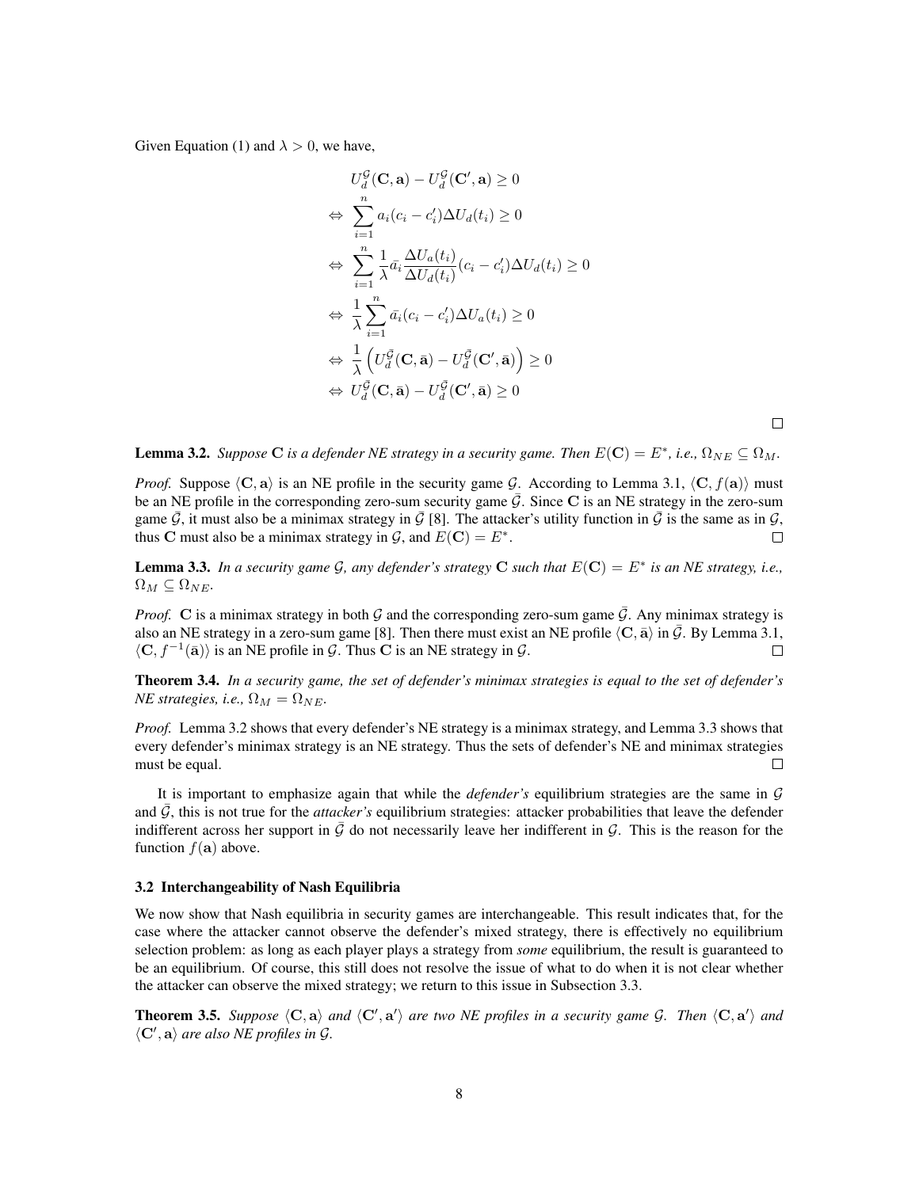Given Equation (1) and $\lambda > 0$, we have,

$$
\begin{aligned}
& U_d^{\mathcal{G}}(\mathbf{C}, \mathbf{a}) - U_d^{\mathcal{G}}(\mathbf{C}', \mathbf{a}) \geq 0 \\
\Leftrightarrow \; & \sum_{i=1}^{n} a_i (c_i - c_i') \Delta U_d(t_i) \geq 0 \\
\Leftrightarrow \; & \sum_{i=1}^{n} \frac{1}{\lambda} \bar{a}_i \frac{\Delta U_a(t_i)}{\Delta U_d(t_i)} (c_i - c_i') \Delta U_d(t_i) \geq 0 \\
\Leftrightarrow \; & \frac{1}{\lambda} \sum_{i=1}^{n} \bar{a}_i (c_i - c_i') \Delta U_a(t_i) \geq 0 \\
\Leftrightarrow \; & \frac{1}{\lambda} \left( U_d^{\bar{\mathcal{G}}}(\mathbf{C}, \bar{\mathbf{a}}) - U_d^{\bar{\mathcal{G}}}(\mathbf{C}', \bar{\mathbf{a}}) \right) \geq 0 \\
\Leftrightarrow \; & U_d^{\bar{\mathcal{G}}}(\mathbf{C}, \bar{\mathbf{a}}) - U_d^{\bar{\mathcal{G}}}(\mathbf{C}', \bar{\mathbf{a}}) \geq 0
\end{aligned}
$$

□

**Lemma 3.2.** *Suppose $\mathbf{C}$ is a defender NE strategy in a security game. Then $E(\mathbf{C}) = E^*$, i.e., $\Omega_{NE} \subseteq \Omega_M$.*

*Proof.* Suppose $\langle \mathbf{C}, \mathbf{a} \rangle$ is an NE profile in the security game $\mathcal{G}$. According to Lemma 3.1, $\langle \mathbf{C}, f(\mathbf{a}) \rangle$ must be an NE profile in the corresponding zero-sum security game $\bar{\mathcal{G}}$. Since $\mathbf{C}$ is an NE strategy in the zero-sum game $\bar{\mathcal{G}}$, it must also be a minimax strategy in $\bar{\mathcal{G}}$ [8]. The attacker's utility function in $\bar{\mathcal{G}}$ is the same as in $\mathcal{G}$, thus $\mathbf{C}$ must also be a minimax strategy in $\mathcal{G}$, and $E(\mathbf{C}) = E^*$. □

**Lemma 3.3.** *In a security game $\mathcal{G}$, any defender's strategy $\mathbf{C}$ such that $E(\mathbf{C}) = E^*$ is an NE strategy, i.e., $\Omega_M \subseteq \Omega_{NE}$.*

*Proof.* $\mathbf{C}$ is a minimax strategy in both $\mathcal{G}$ and the corresponding zero-sum game $\bar{\mathcal{G}}$. Any minimax strategy is also an NE strategy in a zero-sum game [8]. Then there must exist an NE profile $\langle \mathbf{C}, \bar{\mathbf{a}} \rangle$ in $\bar{\mathcal{G}}$. By Lemma 3.1, $\langle \mathbf{C}, f^{-1}(\bar{\mathbf{a}}) \rangle$ is an NE profile in $\mathcal{G}$. Thus $\mathbf{C}$ is an NE strategy in $\mathcal{G}$. □

**Theorem 3.4.** *In a security game, the set of defender's minimax strategies is equal to the set of defender's NE strategies, i.e., $\Omega_M = \Omega_{NE}$.*

*Proof.* Lemma 3.2 shows that every defender's NE strategy is a minimax strategy, and Lemma 3.3 shows that every defender's minimax strategy is an NE strategy. Thus the sets of defender's NE and minimax strategies must be equal. □

It is important to emphasize again that while the *defender's* equilibrium strategies are the same in $\mathcal{G}$ and $\bar{\mathcal{G}}$, this is not true for the *attacker's* equilibrium strategies: attacker probabilities that leave the defender indifferent across her support in $\bar{\mathcal{G}}$ do not necessarily leave her indifferent in $\mathcal{G}$. This is the reason for the function $f(\mathbf{a})$ above.

### 3.2 Interchangeability of Nash Equilibria

We now show that Nash equilibria in security games are interchangeable. This result indicates that, for the case where the attacker cannot observe the defender's mixed strategy, there is effectively no equilibrium selection problem: as long as each player plays a strategy from *some* equilibrium, the result is guaranteed to be an equilibrium. Of course, this still does not resolve the issue of what to do when it is not clear whether the attacker can observe the mixed strategy; we return to this issue in Subsection 3.3.

**Theorem 3.5.** *Suppose $\langle \mathbf{C}, \mathbf{a} \rangle$ and $\langle \mathbf{C}', \mathbf{a}' \rangle$ are two NE profiles in a security game $\mathcal{G}$. Then $\langle \mathbf{C}, \mathbf{a}' \rangle$ and $\langle \mathbf{C}', \mathbf{a} \rangle$ are also NE profiles in $\mathcal{G}$.*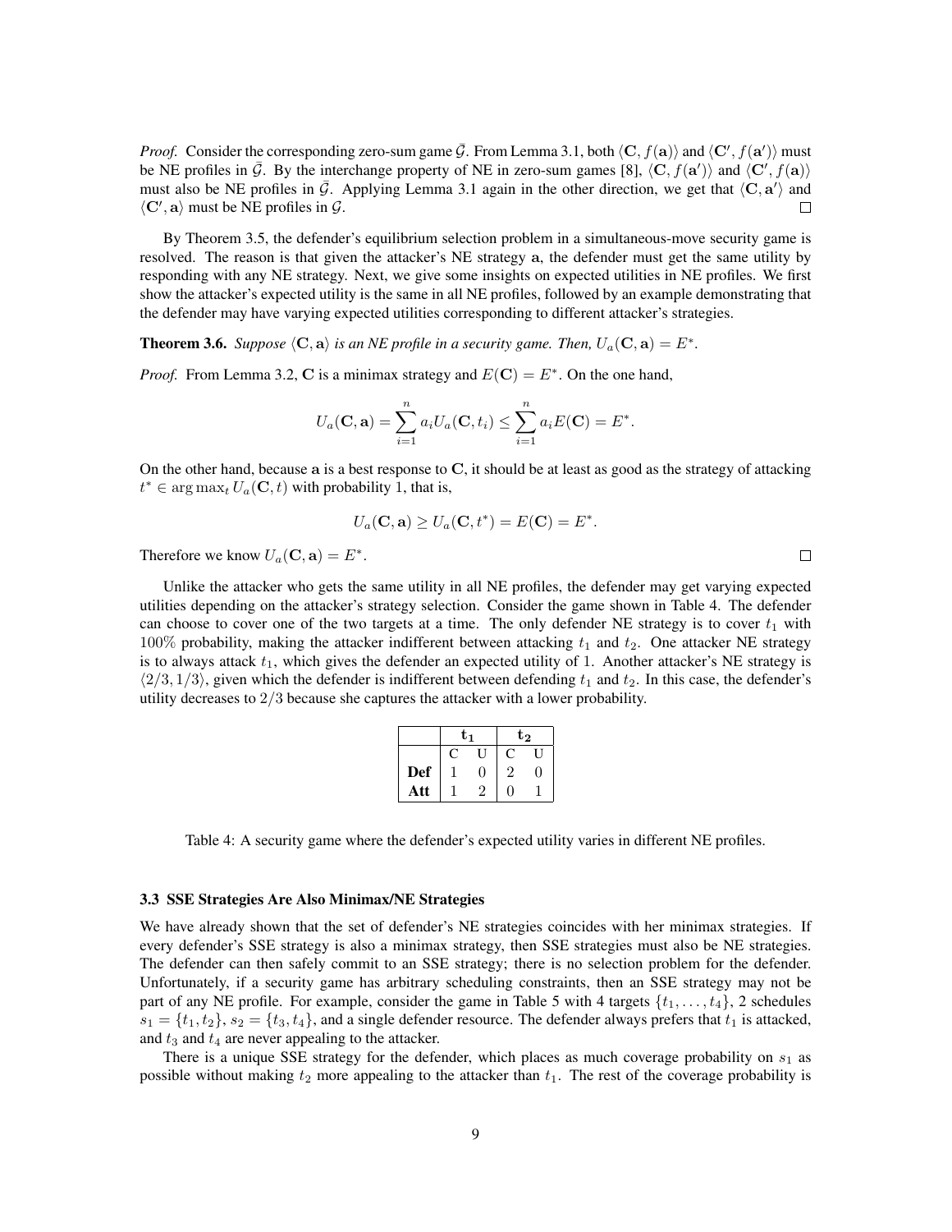*Proof.* Consider the corresponding zero-sum game $\bar{\mathcal{G}}$. From Lemma 3.1, both $\langle \mathbf{C}, f(\mathbf{a})\rangle$ and $\langle \mathbf{C}', f(\mathbf{a}')\rangle$ must be NE profiles in $\bar{\mathcal{G}}$. By the interchange property of NE in zero-sum games [8], $\langle \mathbf{C}, f(\mathbf{a}')\rangle$ and $\langle \mathbf{C}', f(\mathbf{a})\rangle$ must also be NE profiles in $\bar{\mathcal{G}}$. Applying Lemma 3.1 again in the other direction, we get that $\langle \mathbf{C}, \mathbf{a}'\rangle$ and $\langle \mathbf{C}', \mathbf{a}\rangle$ must be NE profiles in $\mathcal{G}$. ☐

By Theorem 3.5, the defender's equilibrium selection problem in a simultaneous-move security game is resolved. The reason is that given the attacker's NE strategy $\mathbf{a}$, the defender must get the same utility by responding with any NE strategy. Next, we give some insights on expected utilities in NE profiles. We first show the attacker's expected utility is the same in all NE profiles, followed by an example demonstrating that the defender may have varying expected utilities corresponding to different attacker's strategies.

**Theorem 3.6.** *Suppose $\langle \mathbf{C}, \mathbf{a}\rangle$ is an NE profile in a security game. Then, $U_a(\mathbf{C}, \mathbf{a}) = E^*$.*

*Proof.* From Lemma 3.2, $\mathbf{C}$ is a minimax strategy and $E(\mathbf{C}) = E^*$. On the one hand,

$$U_a(\mathbf{C}, \mathbf{a}) = \sum_{i=1}^{n} a_i U_a(\mathbf{C}, t_i) \leq \sum_{i=1}^{n} a_i E(\mathbf{C}) = E^*.$$

On the other hand, because $\mathbf{a}$ is a best response to $\mathbf{C}$, it should be at least as good as the strategy of attacking $t^* \in \arg\max_t U_a(\mathbf{C}, t)$ with probability 1, that is,

$$U_a(\mathbf{C}, \mathbf{a}) \geq U_a(\mathbf{C}, t^*) = E(\mathbf{C}) = E^*.$$

Therefore we know $U_a(\mathbf{C}, \mathbf{a}) = E^*$. ☐

Unlike the attacker who gets the same utility in all NE profiles, the defender may get varying expected utilities depending on the attacker's strategy selection. Consider the game shown in Table 4. The defender can choose to cover one of the two targets at a time. The only defender NE strategy is to cover $t_1$ with $100\%$ probability, making the attacker indifferent between attacking $t_1$ and $t_2$. One attacker NE strategy is to always attack $t_1$, which gives the defender an expected utility of 1. Another attacker's NE strategy is $\langle 2/3, 1/3\rangle$, given which the defender is indifferent between defending $t_1$ and $t_2$. In this case, the defender's utility decreases to $2/3$ because she captures the attacker with a lower probability.

| | $\mathbf{t_1}$ | | $\mathbf{t_2}$ | |
|---|---|---|---|---|
| | C | U | C | U |
| **Def** | 1 | 0 | 2 | 0 |
| **Att** | 1 | 2 | 0 | 1 |

Table 4: A security game where the defender's expected utility varies in different NE profiles.

### 3.3 SSE Strategies Are Also Minimax/NE Strategies

We have already shown that the set of defender's NE strategies coincides with her minimax strategies. If every defender's SSE strategy is also a minimax strategy, then SSE strategies must also be NE strategies. The defender can then safely commit to an SSE strategy; there is no selection problem for the defender. Unfortunately, if a security game has arbitrary scheduling constraints, then an SSE strategy may not be part of any NE profile. For example, consider the game in Table 5 with 4 targets $\{t_1, \ldots, t_4\}$, 2 schedules $s_1 = \{t_1, t_2\}$, $s_2 = \{t_3, t_4\}$, and a single defender resource. The defender always prefers that $t_1$ is attacked, and $t_3$ and $t_4$ are never appealing to the attacker.

There is a unique SSE strategy for the defender, which places as much coverage probability on $s_1$ as possible without making $t_2$ more appealing to the attacker than $t_1$. The rest of the coverage probability is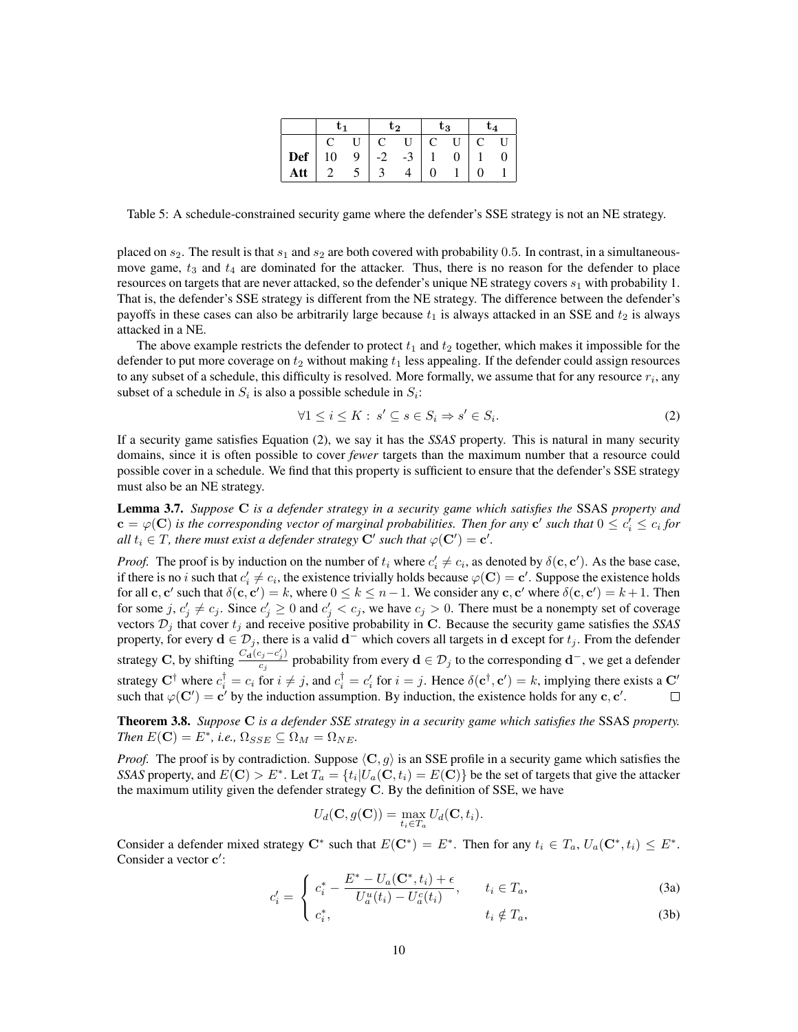|  | $\mathbf{t_1}$ |  | $\mathbf{t_2}$ |  | $\mathbf{t_3}$ |  | $\mathbf{t_4}$ |  |
|---|---|---|---|---|---|---|---|---|
|  | C | U | C | U | C | U | C | U |
| **Def** | 10 | 9 | -2 | -3 | 1 | 0 | 1 | 0 |
| **Att** | 2 | 5 | 3 | 4 | 0 | 1 | 0 | 1 |

Table 5: A schedule-constrained security game where the defender's SSE strategy is not an NE strategy.

placed on $s_2$. The result is that $s_1$ and $s_2$ are both covered with probability 0.5. In contrast, in a simultaneous-move game, $t_3$ and $t_4$ are dominated for the attacker. Thus, there is no reason for the defender to place resources on targets that are never attacked, so the defender's unique NE strategy covers $s_1$ with probability 1. That is, the defender's SSE strategy is different from the NE strategy. The difference between the defender's payoffs in these cases can also be arbitrarily large because $t_1$ is always attacked in an SSE and $t_2$ is always attacked in a NE.

The above example restricts the defender to protect $t_1$ and $t_2$ together, which makes it impossible for the defender to put more coverage on $t_2$ without making $t_1$ less appealing. If the defender could assign resources to any subset of a schedule, this difficulty is resolved. More formally, we assume that for any resource $r_i$, any subset of a schedule in $S_i$ is also a possible schedule in $S_i$:

$$\forall 1 \leq i \leq K: \; s' \subseteq s \in S_i \Rightarrow s' \in S_i. \tag{2}$$

If a security game satisfies Equation (2), we say it has the *SSAS* property. This is natural in many security domains, since it is often possible to cover *fewer* targets than the maximum number that a resource could possible cover in a schedule. We find that this property is sufficient to ensure that the defender's SSE strategy must also be an NE strategy.

**Lemma 3.7.** *Suppose $\mathbf{C}$ is a defender strategy in a security game which satisfies the* SSAS *property and $\mathbf{c} = \varphi(\mathbf{C})$ is the corresponding vector of marginal probabilities. Then for any $\mathbf{c}'$ such that $0 \leq c_i' \leq c_i$ for all $t_i \in T$, there must exist a defender strategy $\mathbf{C}'$ such that $\varphi(\mathbf{C}') = \mathbf{c}'$.*

*Proof.* The proof is by induction on the number of $t_i$ where $c_i' \neq c_i$, as denoted by $\delta(\mathbf{c}, \mathbf{c}')$. As the base case, if there is no $i$ such that $c_i' \neq c_i$, the existence trivially holds because $\varphi(\mathbf{C}) = \mathbf{c}'$. Suppose the existence holds for all $\mathbf{c}, \mathbf{c}'$ such that $\delta(\mathbf{c}, \mathbf{c}') = k$, where $0 \leq k \leq n-1$. We consider any $\mathbf{c}, \mathbf{c}'$ where $\delta(\mathbf{c}, \mathbf{c}') = k+1$. Then for some $j$, $c_j' \neq c_j$. Since $c_j' \geq 0$ and $c_j' < c_j$, we have $c_j > 0$. There must be a nonempty set of coverage vectors $\mathcal{D}_j$ that cover $t_j$ and receive positive probability in $\mathbf{C}$. Because the security game satisfies the *SSAS* property, for every $\mathbf{d} \in \mathcal{D}_j$, there is a valid $\mathbf{d}^-$ which covers all targets in $\mathbf{d}$ except for $t_j$. From the defender strategy $\mathbf{C}$, by shifting $\frac{C_{\mathbf{d}}(c_j - c_j')}{c_j}$ probability from every $\mathbf{d} \in \mathcal{D}_j$ to the corresponding $\mathbf{d}^-$, we get a defender strategy $\mathbf{C}^\dagger$ where $c_i^\dagger = c_i$ for $i \neq j$, and $c_i^\dagger = c_i'$ for $i = j$. Hence $\delta(\mathbf{c}^\dagger, \mathbf{c}') = k$, implying there exists a $\mathbf{C}'$ such that $\varphi(\mathbf{C}') = \mathbf{c}'$ by the induction assumption. By induction, the existence holds for any $\mathbf{c}, \mathbf{c}'$. □

**Theorem 3.8.** *Suppose $\mathbf{C}$ is a defender SSE strategy in a security game which satisfies the* SSAS *property. Then $E(\mathbf{C}) = E^*$, i.e., $\Omega_{SSE} \subseteq \Omega_M = \Omega_{NE}$.*

*Proof.* The proof is by contradiction. Suppose $\langle \mathbf{C}, g \rangle$ is an SSE profile in a security game which satisfies the *SSAS* property, and $E(\mathbf{C}) > E^*$. Let $T_a = \{t_i | U_a(\mathbf{C}, t_i) = E(\mathbf{C})\}$ be the set of targets that give the attacker the maximum utility given the defender strategy $\mathbf{C}$. By the definition of SSE, we have

$$U_d(\mathbf{C}, g(\mathbf{C})) = \max_{t_i \in T_a} U_d(\mathbf{C}, t_i).$$

Consider a defender mixed strategy $\mathbf{C}^*$ such that $E(\mathbf{C}^*) = E^*$. Then for any $t_i \in T_a$, $U_a(\mathbf{C}^*, t_i) \leq E^*$. Consider a vector $\mathbf{c}'$:

$$c_i' = \begin{cases} c_i^* - \dfrac{E^* - U_a(\mathbf{C}^*, t_i) + \epsilon}{U_a^u(t_i) - U_a^c(t_i)}, & t_i \in T_a, \qquad (3a) \\ c_i^*, & t_i \notin T_a, \qquad (3b) \end{cases}$$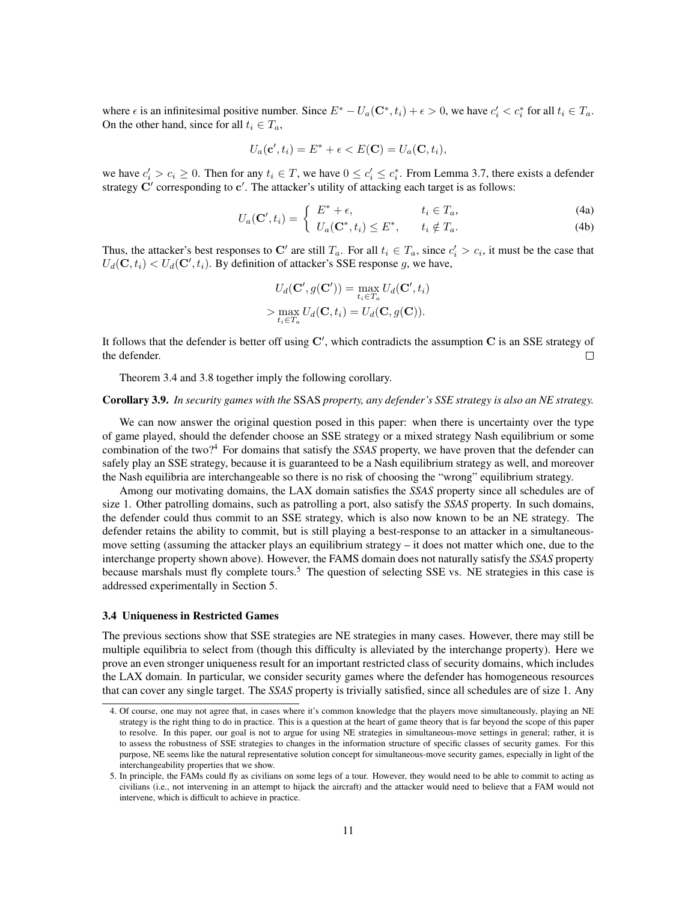where $\epsilon$ is an infinitesimal positive number. Since $E^* - U_a(\mathbf{C}^*, t_i) + \epsilon > 0$, we have $c'_i < c^*_i$ for all $t_i \in T_a$. On the other hand, since for all $t_i \in T_a$,

$$U_a(\mathbf{c}', t_i) = E^* + \epsilon < E(\mathbf{C}) = U_a(\mathbf{C}, t_i),$$

we have $c'_i > c_i \geq 0$. Then for any $t_i \in T$, we have $0 \leq c'_i \leq c^*_i$. From Lemma 3.7, there exists a defender strategy $\mathbf{C}'$ corresponding to $\mathbf{c}'$. The attacker's utility of attacking each target is as follows:

$$U_a(\mathbf{C}', t_i) = \begin{cases} E^* + \epsilon, & t_i \in T_a, \quad \text{(4a)} \\ U_a(\mathbf{C}^*, t_i) \leq E^*, & t_i \notin T_a. \quad \text{(4b)} \end{cases}$$

Thus, the attacker's best responses to $\mathbf{C}'$ are still $T_a$. For all $t_i \in T_a$, since $c'_i > c_i$, it must be the case that $U_d(\mathbf{C}, t_i) < U_d(\mathbf{C}', t_i)$. By definition of attacker's SSE response $g$, we have,

$$\begin{aligned} U_d(\mathbf{C}', g(\mathbf{C}')) &= \max_{t_i \in T_a} U_d(\mathbf{C}', t_i) \\ &> \max_{t_i \in T_a} U_d(\mathbf{C}, t_i) = U_d(\mathbf{C}, g(\mathbf{C})). \end{aligned}$$

It follows that the defender is better off using $\mathbf{C}'$, which contradicts the assumption $\mathbf{C}$ is an SSE strategy of the defender. □

Theorem 3.4 and 3.8 together imply the following corollary.

**Corollary 3.9.** *In security games with the* SSAS *property, any defender's SSE strategy is also an NE strategy.*

We can now answer the original question posed in this paper: when there is uncertainty over the type of game played, should the defender choose an SSE strategy or a mixed strategy Nash equilibrium or some combination of the two?[4] For domains that satisfy the *SSAS* property, we have proven that the defender can safely play an SSE strategy, because it is guaranteed to be a Nash equilibrium strategy as well, and moreover the Nash equilibria are interchangeable so there is no risk of choosing the "wrong" equilibrium strategy.

Among our motivating domains, the LAX domain satisfies the *SSAS* property since all schedules are of size 1. Other patrolling domains, such as patrolling a port, also satisfy the *SSAS* property. In such domains, the defender could thus commit to an SSE strategy, which is also now known to be an NE strategy. The defender retains the ability to commit, but is still playing a best-response to an attacker in a simultaneous-move setting (assuming the attacker plays an equilibrium strategy – it does not matter which one, due to the interchange property shown above). However, the FAMS domain does not naturally satisfy the *SSAS* property because marshals must fly complete tours.[5] The question of selecting SSE vs. NE strategies in this case is addressed experimentally in Section 5.

### 3.4 Uniqueness in Restricted Games

The previous sections show that SSE strategies are NE strategies in many cases. However, there may still be multiple equilibria to select from (though this difficulty is alleviated by the interchange property). Here we prove an even stronger uniqueness result for an important restricted class of security domains, which includes the LAX domain. In particular, we consider security games where the defender has homogeneous resources that can cover any single target. The *SSAS* property is trivially satisfied, since all schedules are of size 1. Any

4. Of course, one may not agree that, in cases where it's common knowledge that the players move simultaneously, playing an NE strategy is the right thing to do in practice. This is a question at the heart of game theory that is far beyond the scope of this paper to resolve. In this paper, our goal is not to argue for using NE strategies in simultaneous-move settings in general; rather, it is to assess the robustness of SSE strategies to changes in the information structure of specific classes of security games. For this purpose, NE seems like the natural representative solution concept for simultaneous-move security games, especially in light of the interchangeability properties that we show.

5. In principle, the FAMs could fly as civilians on some legs of a tour. However, they would need to be able to commit to acting as civilians (i.e., not intervening in an attempt to hijack the aircraft) and the attacker would need to believe that a FAM would not intervene, which is difficult to achieve in practice.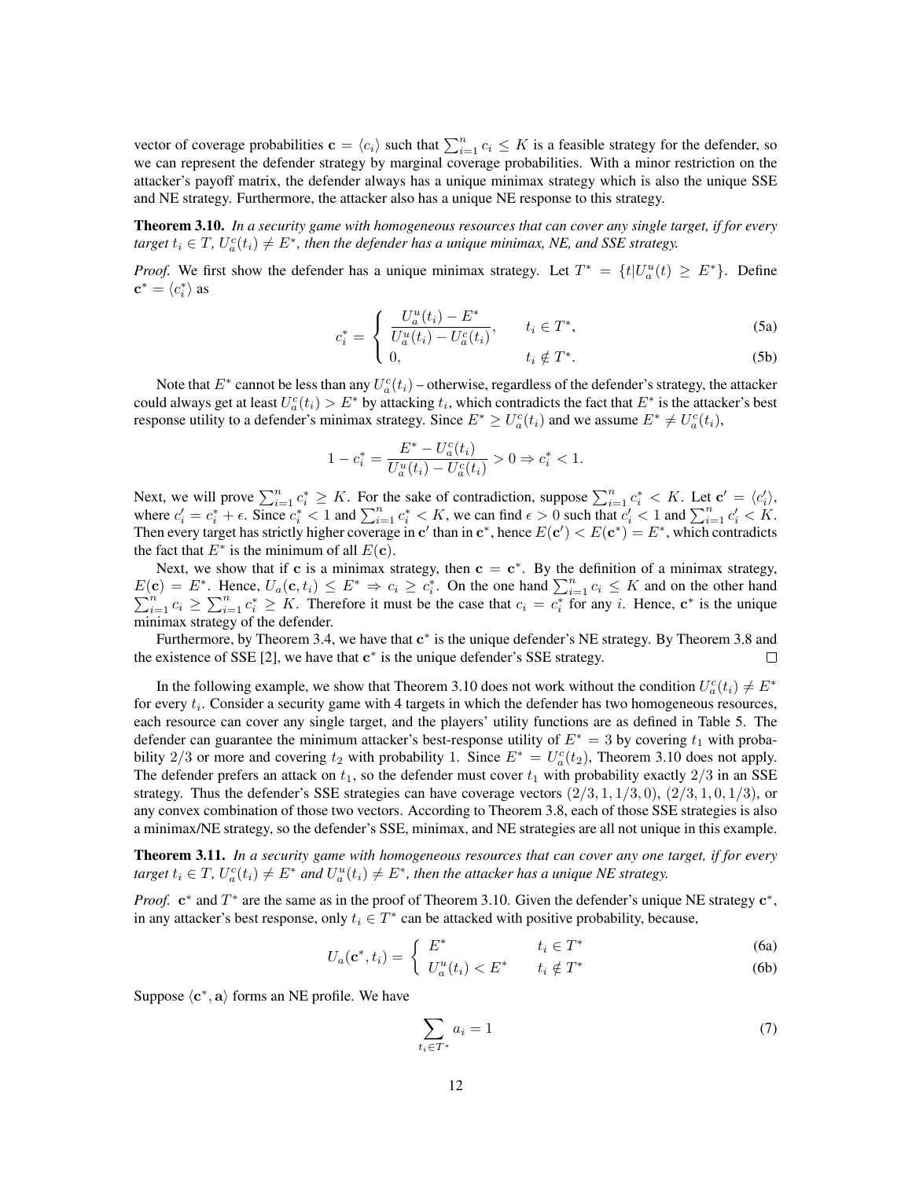vector of coverage probabilities $\mathbf{c} = \langle c_i \rangle$ such that $\sum_{i=1}^{n} c_i \leq K$ is a feasible strategy for the defender, so we can represent the defender strategy by marginal coverage probabilities. With a minor restriction on the attacker's payoff matrix, the defender always has a unique minimax strategy which is also the unique SSE and NE strategy. Furthermore, the attacker also has a unique NE response to this strategy.

**Theorem 3.10.** *In a security game with homogeneous resources that can cover any single target, if for every target $t_i \in T$, $U_a^c(t_i) \neq E^*$, then the defender has a unique minimax, NE, and SSE strategy.*

*Proof.* We first show the defender has a unique minimax strategy. Let $T^* = \{t | U_a^u(t) \geq E^*\}$. Define $\mathbf{c}^* = \langle c_i^* \rangle$ as

$$c_i^* = \begin{cases} \dfrac{U_a^u(t_i) - E^*}{U_a^u(t_i) - U_a^c(t_i)}, & t_i \in T^*, \quad (5a) \\ 0, & t_i \notin T^*. \quad (5b) \end{cases}$$

Note that $E^*$ cannot be less than any $U_a^c(t_i)$ – otherwise, regardless of the defender's strategy, the attacker could always get at least $U_a^c(t_i) > E^*$ by attacking $t_i$, which contradicts the fact that $E^*$ is the attacker's best response utility to a defender's minimax strategy. Since $E^* \geq U_a^c(t_i)$ and we assume $E^* \neq U_a^c(t_i)$,

$$1 - c_i^* = \frac{E^* - U_a^c(t_i)}{U_a^u(t_i) - U_a^c(t_i)} > 0 \Rightarrow c_i^* < 1.$$

Next, we will prove $\sum_{i=1}^{n} c_i^* \geq K$. For the sake of contradiction, suppose $\sum_{i=1}^{n} c_i^* < K$. Let $\mathbf{c}' = \langle c_i' \rangle$, where $c_i' = c_i^* + \epsilon$. Since $c_i^* < 1$ and $\sum_{i=1}^{n} c_i^* < K$, we can find $\epsilon > 0$ such that $c_i' < 1$ and $\sum_{i=1}^{n} c_i' < K$. Then every target has strictly higher coverage in $\mathbf{c}'$ than in $\mathbf{c}^*$, hence $E(\mathbf{c}') < E(\mathbf{c}^*) = E^*$, which contradicts the fact that $E^*$ is the minimum of all $E(\mathbf{c})$.

Next, we show that if $\mathbf{c}$ is a minimax strategy, then $\mathbf{c} = \mathbf{c}^*$. By the definition of a minimax strategy, $E(\mathbf{c}) = E^*$. Hence, $U_a(\mathbf{c}, t_i) \leq E^* \Rightarrow c_i \geq c_i^*$. On the one hand $\sum_{i=1}^{n} c_i \leq K$ and on the other hand $\sum_{i=1}^{n} c_i \geq \sum_{i=1}^{n} c_i^* \geq K$. Therefore it must be the case that $c_i = c_i^*$ for any $i$. Hence, $\mathbf{c}^*$ is the unique minimax strategy of the defender.

Furthermore, by Theorem 3.4, we have that $\mathbf{c}^*$ is the unique defender's NE strategy. By Theorem 3.8 and the existence of SSE [2], we have that $\mathbf{c}^*$ is the unique defender's SSE strategy. ☐

In the following example, we show that Theorem 3.10 does not work without the condition $U_a^c(t_i) \neq E^*$ for every $t_i$. Consider a security game with 4 targets in which the defender has two homogeneous resources, each resource can cover any single target, and the players' utility functions are as defined in Table 5. The defender can guarantee the minimum attacker's best-response utility of $E^* = 3$ by covering $t_1$ with probability $2/3$ or more and covering $t_2$ with probability 1. Since $E^* = U_a^c(t_2)$, Theorem 3.10 does not apply. The defender prefers an attack on $t_1$, so the defender must cover $t_1$ with probability exactly $2/3$ in an SSE strategy. Thus the defender's SSE strategies can have coverage vectors $(2/3, 1, 1/3, 0)$, $(2/3, 1, 0, 1/3)$, or any convex combination of those two vectors. According to Theorem 3.8, each of those SSE strategies is also a minimax/NE strategy, so the defender's SSE, minimax, and NE strategies are all not unique in this example.

**Theorem 3.11.** *In a security game with homogeneous resources that can cover any one target, if for every target $t_i \in T$, $U_a^c(t_i) \neq E^*$ and $U_a^u(t_i) \neq E^*$, then the attacker has a unique NE strategy.*

*Proof.* $\mathbf{c}^*$ and $T^*$ are the same as in the proof of Theorem 3.10. Given the defender's unique NE strategy $\mathbf{c}^*$, in any attacker's best response, only $t_i \in T^*$ can be attacked with positive probability, because,

$$U_a(\mathbf{c}^*, t_i) = \begin{cases} E^* & t_i \in T^* \quad (6a) \\ U_a^u(t_i) < E^* & t_i \notin T^* \quad (6b) \end{cases}$$

Suppose $\langle \mathbf{c}^*, \mathbf{a} \rangle$ forms an NE profile. We have

$$\sum_{t_i \in T^*} a_i = 1 \quad (7)$$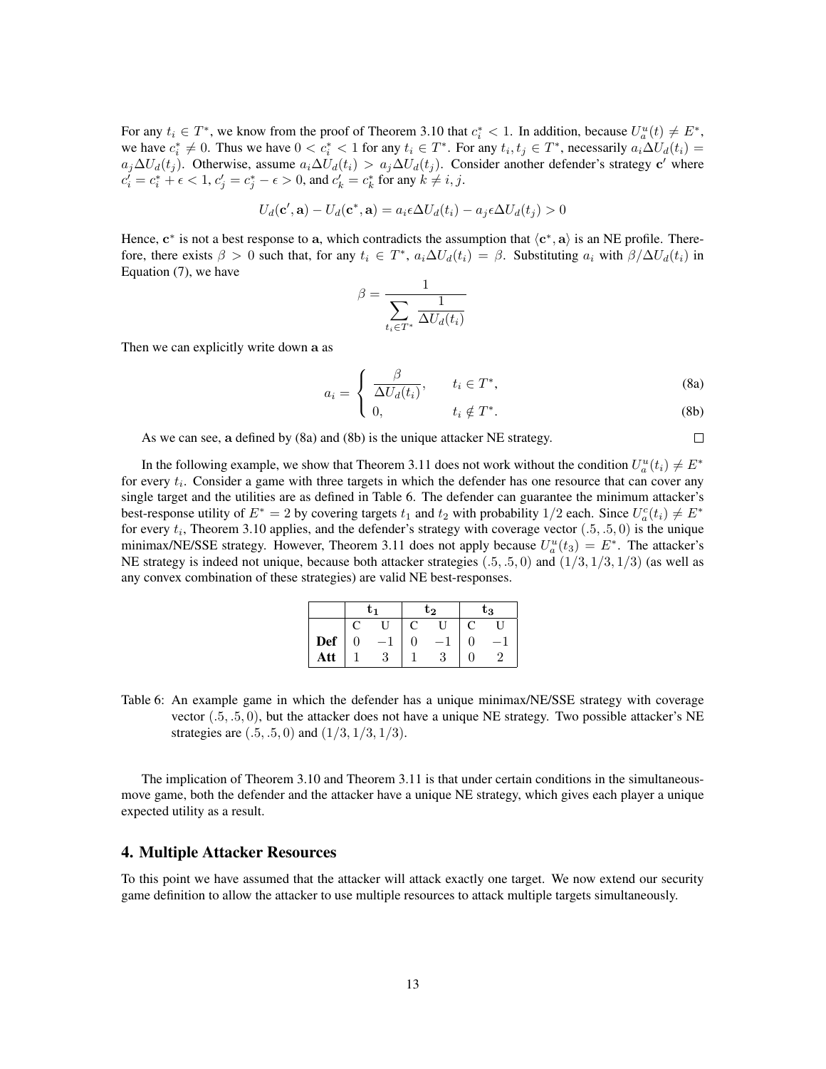For any $t_i \in T^*$, we know from the proof of Theorem 3.10 that $c_i^* < 1$. In addition, because $U_a^u(t) \neq E^*$, we have $c_i^* \neq 0$. Thus we have $0 < c_i^* < 1$ for any $t_i \in T^*$. For any $t_i, t_j \in T^*$, necessarily $a_i \Delta U_d(t_i) = a_j \Delta U_d(t_j)$. Otherwise, assume $a_i \Delta U_d(t_i) > a_j \Delta U_d(t_j)$. Consider another defender's strategy $\mathbf{c}'$ where $c_i' = c_i^* + \epsilon < 1$, $c_j' = c_j^* - \epsilon > 0$, and $c_k' = c_k^*$ for any $k \neq i, j$.

$$U_d(\mathbf{c}', \mathbf{a}) - U_d(\mathbf{c}^*, \mathbf{a}) = a_i \epsilon \Delta U_d(t_i) - a_j \epsilon \Delta U_d(t_j) > 0$$

Hence, $\mathbf{c}^*$ is not a best response to $\mathbf{a}$, which contradicts the assumption that $\langle \mathbf{c}^*, \mathbf{a} \rangle$ is an NE profile. Therefore, there exists $\beta > 0$ such that, for any $t_i \in T^*$, $a_i \Delta U_d(t_i) = \beta$. Substituting $a_i$ with $\beta / \Delta U_d(t_i)$ in Equation (7), we have

$$\beta = \frac{1}{\displaystyle\sum_{t_i \in T^*} \frac{1}{\Delta U_d(t_i)}}$$

Then we can explicitly write down $\mathbf{a}$ as

$$a_i = \begin{cases} \dfrac{\beta}{\Delta U_d(t_i)}, & t_i \in T^*, \quad \text{(8a)} \\ 0, & t_i \notin T^*. \quad \text{(8b)} \end{cases}$$

As we can see, $\mathbf{a}$ defined by (8a) and (8b) is the unique attacker NE strategy. □

In the following example, we show that Theorem 3.11 does not work without the condition $U_a^u(t_i) \neq E^*$ for every $t_i$. Consider a game with three targets in which the defender has one resource that can cover any single target and the utilities are as defined in Table 6. The defender can guarantee the minimum attacker's best-response utility of $E^* = 2$ by covering targets $t_1$ and $t_2$ with probability $1/2$ each. Since $U_a^c(t_i) \neq E^*$ for every $t_i$, Theorem 3.10 applies, and the defender's strategy with coverage vector $(.5, .5, 0)$ is the unique minimax/NE/SSE strategy. However, Theorem 3.11 does not apply because $U_a^u(t_3) = E^*$. The attacker's NE strategy is indeed not unique, because both attacker strategies $(.5, .5, 0)$ and $(1/3, 1/3, 1/3)$ (as well as any convex combination of these strategies) are valid NE best-responses.

| | $\mathbf{t_1}$ | | $\mathbf{t_2}$ | | $\mathbf{t_3}$ | |
|---|---|---|---|---|---|---|
| | C | U | C | U | C | U |
| **Def** | 0 | $-1$ | 0 | $-1$ | 0 | $-1$ |
| **Att** | 1 | 3 | 1 | 3 | 0 | 2 |

Table 6: An example game in which the defender has a unique minimax/NE/SSE strategy with coverage vector $(.5, .5, 0)$, but the attacker does not have a unique NE strategy. Two possible attacker's NE strategies are $(.5, .5, 0)$ and $(1/3, 1/3, 1/3)$.

The implication of Theorem 3.10 and Theorem 3.11 is that under certain conditions in the simultaneous-move game, both the defender and the attacker have a unique NE strategy, which gives each player a unique expected utility as a result.

## 4. Multiple Attacker Resources

To this point we have assumed that the attacker will attack exactly one target. We now extend our security game definition to allow the attacker to use multiple resources to attack multiple targets simultaneously.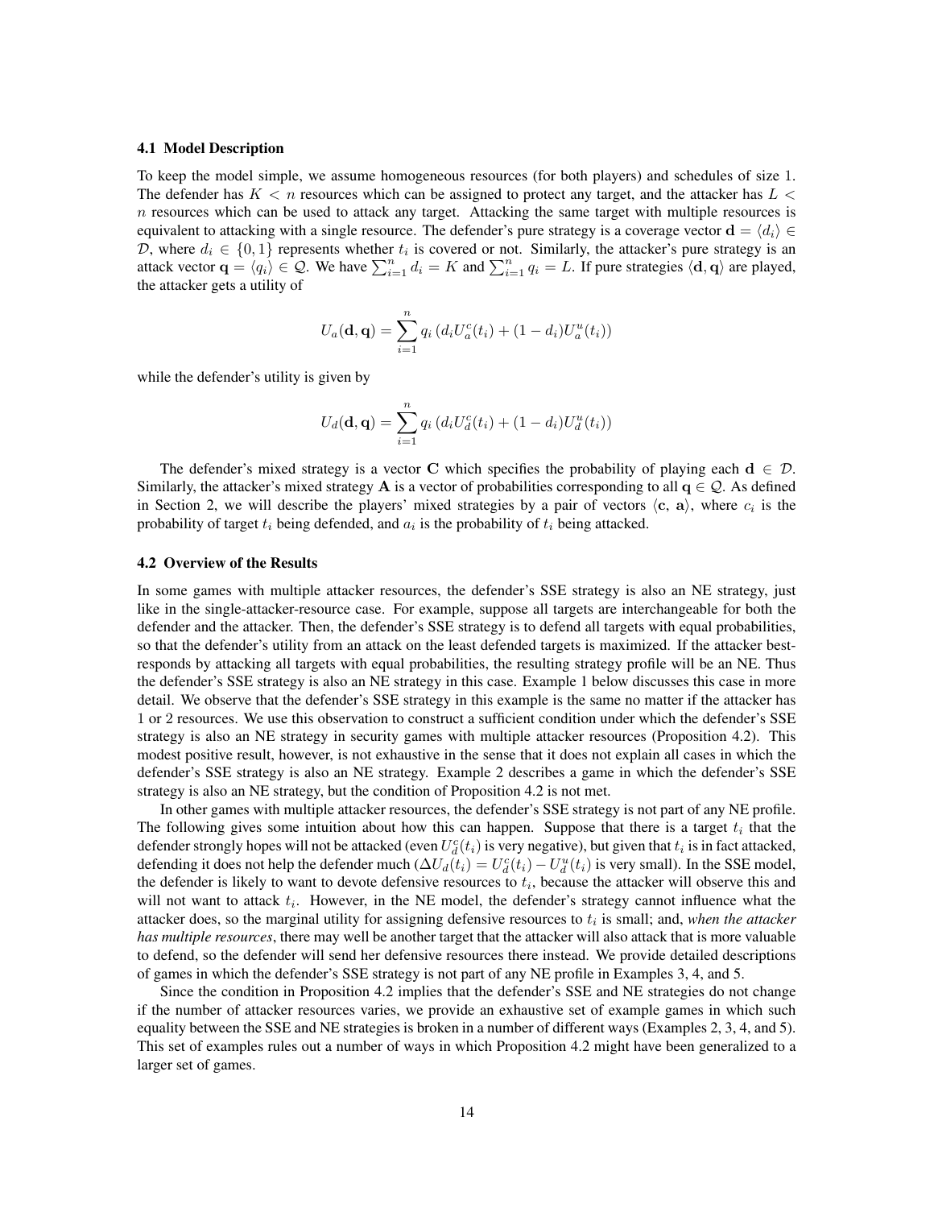### 4.1 Model Description

To keep the model simple, we assume homogeneous resources (for both players) and schedules of size 1. The defender has $K < n$ resources which can be assigned to protect any target, and the attacker has $L < n$ resources which can be used to attack any target. Attacking the same target with multiple resources is equivalent to attacking with a single resource. The defender's pure strategy is a coverage vector $\mathbf{d} = \langle d_i \rangle \in \mathcal{D}$, where $d_i \in \{0, 1\}$ represents whether $t_i$ is covered or not. Similarly, the attacker's pure strategy is an attack vector $\mathbf{q} = \langle q_i \rangle \in \mathcal{Q}$. We have $\sum_{i=1}^{n} d_i = K$ and $\sum_{i=1}^{n} q_i = L$. If pure strategies $\langle \mathbf{d}, \mathbf{q} \rangle$ are played, the attacker gets a utility of

$$U_a(\mathbf{d}, \mathbf{q}) = \sum_{i=1}^{n} q_i \left( d_i U_a^c(t_i) + (1 - d_i) U_a^u(t_i) \right)$$

while the defender's utility is given by

$$U_d(\mathbf{d}, \mathbf{q}) = \sum_{i=1}^{n} q_i \left( d_i U_d^c(t_i) + (1 - d_i) U_d^u(t_i) \right)$$

The defender's mixed strategy is a vector $\mathbf{C}$ which specifies the probability of playing each $\mathbf{d} \in \mathcal{D}$. Similarly, the attacker's mixed strategy $\mathbf{A}$ is a vector of probabilities corresponding to all $\mathbf{q} \in \mathcal{Q}$. As defined in Section 2, we will describe the players' mixed strategies by a pair of vectors $\langle \mathbf{c}, \mathbf{a} \rangle$, where $c_i$ is the probability of target $t_i$ being defended, and $a_i$ is the probability of $t_i$ being attacked.

### 4.2 Overview of the Results

In some games with multiple attacker resources, the defender's SSE strategy is also an NE strategy, just like in the single-attacker-resource case. For example, suppose all targets are interchangeable for both the defender and the attacker. Then, the defender's SSE strategy is to defend all targets with equal probabilities, so that the defender's utility from an attack on the least defended targets is maximized. If the attacker best-responds by attacking all targets with equal probabilities, the resulting strategy profile will be an NE. Thus the defender's SSE strategy is also an NE strategy in this case. Example 1 below discusses this case in more detail. We observe that the defender's SSE strategy in this example is the same no matter if the attacker has 1 or 2 resources. We use this observation to construct a sufficient condition under which the defender's SSE strategy is also an NE strategy in security games with multiple attacker resources (Proposition 4.2). This modest positive result, however, is not exhaustive in the sense that it does not explain all cases in which the defender's SSE strategy is also an NE strategy. Example 2 describes a game in which the defender's SSE strategy is also an NE strategy, but the condition of Proposition 4.2 is not met.

In other games with multiple attacker resources, the defender's SSE strategy is not part of any NE profile. The following gives some intuition about how this can happen. Suppose that there is a target $t_i$ that the defender strongly hopes will not be attacked (even $U_d^c(t_i)$ is very negative), but given that $t_i$ is in fact attacked, defending it does not help the defender much ($\Delta U_d(t_i) = U_d^c(t_i) - U_d^u(t_i)$ is very small). In the SSE model, the defender is likely to want to devote defensive resources to $t_i$, because the attacker will observe this and will not want to attack $t_i$. However, in the NE model, the defender's strategy cannot influence what the attacker does, so the marginal utility for assigning defensive resources to $t_i$ is small; and, *when the attacker has multiple resources*, there may well be another target that the attacker will also attack that is more valuable to defend, so the defender will send her defensive resources there instead. We provide detailed descriptions of games in which the defender's SSE strategy is not part of any NE profile in Examples 3, 4, and 5.

Since the condition in Proposition 4.2 implies that the defender's SSE and NE strategies do not change if the number of attacker resources varies, we provide an exhaustive set of example games in which such equality between the SSE and NE strategies is broken in a number of different ways (Examples 2, 3, 4, and 5). This set of examples rules out a number of ways in which Proposition 4.2 might have been generalized to a larger set of games.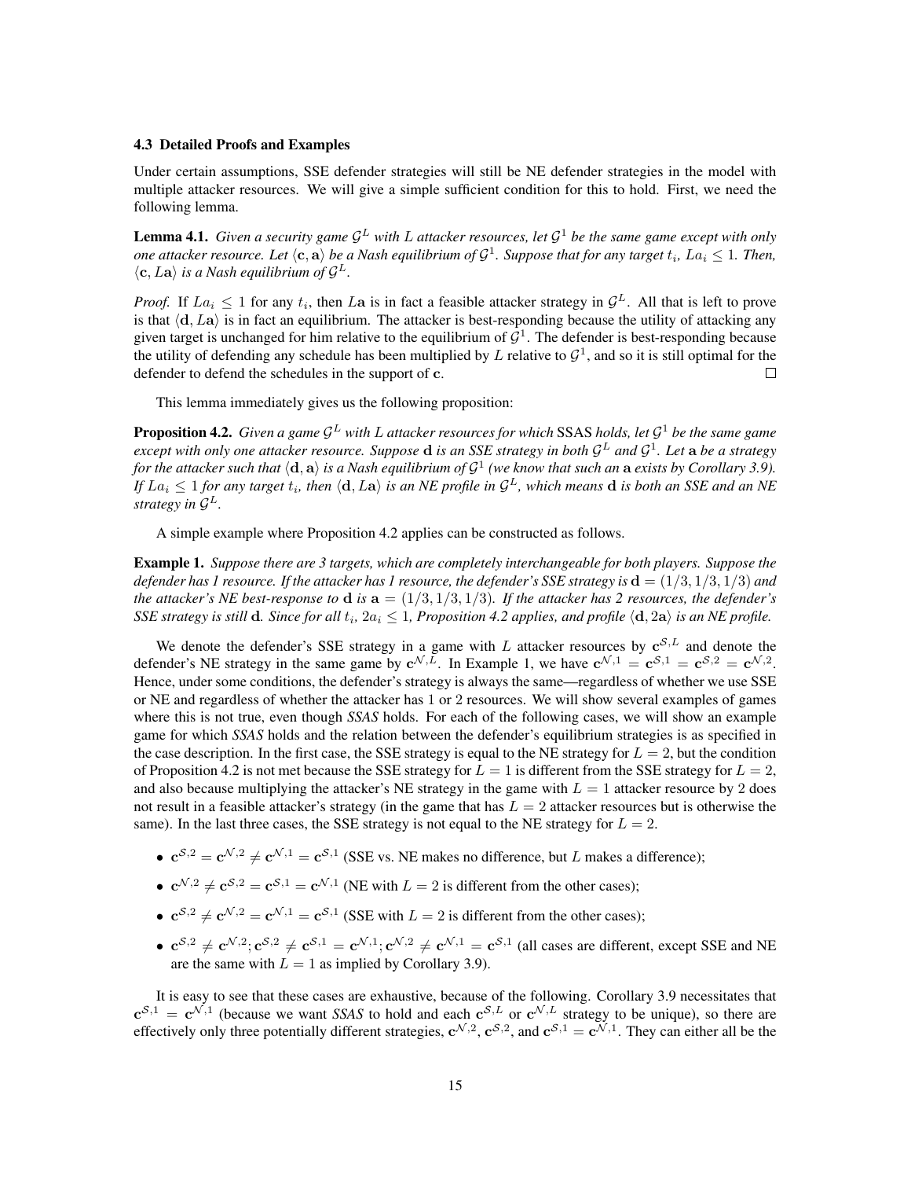### 4.3 Detailed Proofs and Examples

Under certain assumptions, SSE defender strategies will still be NE defender strategies in the model with multiple attacker resources. We will give a simple sufficient condition for this to hold. First, we need the following lemma.

**Lemma 4.1.** *Given a security game $\mathcal{G}^L$ with $L$ attacker resources, let $\mathcal{G}^1$ be the same game except with only one attacker resource. Let $\langle \mathbf{c}, \mathbf{a} \rangle$ be a Nash equilibrium of $\mathcal{G}^1$. Suppose that for any target $t_i$, $La_i \leq 1$. Then, $\langle \mathbf{c}, L\mathbf{a} \rangle$ is a Nash equilibrium of $\mathcal{G}^L$.*

*Proof.* If $La_i \leq 1$ for any $t_i$, then $L\mathbf{a}$ is in fact a feasible attacker strategy in $\mathcal{G}^L$. All that is left to prove is that $\langle \mathbf{d}, L\mathbf{a} \rangle$ is in fact an equilibrium. The attacker is best-responding because the utility of attacking any given target is unchanged for him relative to the equilibrium of $\mathcal{G}^1$. The defender is best-responding because the utility of defending any schedule has been multiplied by $L$ relative to $\mathcal{G}^1$, and so it is still optimal for the defender to defend the schedules in the support of $\mathbf{c}$. □

This lemma immediately gives us the following proposition:

**Proposition 4.2.** *Given a game $\mathcal{G}^L$ with $L$ attacker resources for which* SSAS *holds, let $\mathcal{G}^1$ be the same game except with only one attacker resource. Suppose $\mathbf{d}$ is an SSE strategy in both $\mathcal{G}^L$ and $\mathcal{G}^1$. Let $\mathbf{a}$ be a strategy for the attacker such that $\langle \mathbf{d}, \mathbf{a} \rangle$ is a Nash equilibrium of $\mathcal{G}^1$ (we know that such an $\mathbf{a}$ exists by Corollary 3.9). If $La_i \leq 1$ for any target $t_i$, then $\langle \mathbf{d}, L\mathbf{a} \rangle$ is an NE profile in $\mathcal{G}^L$, which means $\mathbf{d}$ is both an SSE and an NE strategy in $\mathcal{G}^L$.*

A simple example where Proposition 4.2 applies can be constructed as follows.

**Example 1.** *Suppose there are 3 targets, which are completely interchangeable for both players. Suppose the defender has 1 resource. If the attacker has 1 resource, the defender's SSE strategy is $\mathbf{d} = (1/3, 1/3, 1/3)$ and the attacker's NE best-response to $\mathbf{d}$ is $\mathbf{a} = (1/3, 1/3, 1/3)$. If the attacker has 2 resources, the defender's SSE strategy is still $\mathbf{d}$. Since for all $t_i$, $2a_i \leq 1$, Proposition 4.2 applies, and profile $\langle \mathbf{d}, 2\mathbf{a} \rangle$ is an NE profile.*

We denote the defender's SSE strategy in a game with $L$ attacker resources by $\mathbf{c}^{\mathcal{S},L}$ and denote the defender's NE strategy in the same game by $\mathbf{c}^{\mathcal{N},L}$. In Example 1, we have $\mathbf{c}^{\mathcal{N},1} = \mathbf{c}^{\mathcal{S},1} = \mathbf{c}^{\mathcal{S},2} = \mathbf{c}^{\mathcal{N},2}$. Hence, under some conditions, the defender's strategy is always the same—regardless of whether we use SSE or NE and regardless of whether the attacker has 1 or 2 resources. We will show several examples of games where this is not true, even though *SSAS* holds. For each of the following cases, we will show an example game for which *SSAS* holds and the relation between the defender's equilibrium strategies is as specified in the case description. In the first case, the SSE strategy is equal to the NE strategy for $L = 2$, but the condition of Proposition 4.2 is not met because the SSE strategy for $L = 1$ is different from the SSE strategy for $L = 2$, and also because multiplying the attacker's NE strategy in the game with $L = 1$ attacker resource by 2 does not result in a feasible attacker's strategy (in the game that has $L = 2$ attacker resources but is otherwise the same). In the last three cases, the SSE strategy is not equal to the NE strategy for $L = 2$.

- $\mathbf{c}^{\mathcal{S},2} = \mathbf{c}^{\mathcal{N},2} \neq \mathbf{c}^{\mathcal{N},1} = \mathbf{c}^{\mathcal{S},1}$ (SSE vs. NE makes no difference, but $L$ makes a difference);
- $\mathbf{c}^{\mathcal{N},2} \neq \mathbf{c}^{\mathcal{S},2} = \mathbf{c}^{\mathcal{S},1} = \mathbf{c}^{\mathcal{N},1}$ (NE with $L = 2$ is different from the other cases);
- $\mathbf{c}^{\mathcal{S},2} \neq \mathbf{c}^{\mathcal{N},2} = \mathbf{c}^{\mathcal{N},1} = \mathbf{c}^{\mathcal{S},1}$ (SSE with $L = 2$ is different from the other cases);
- $\mathbf{c}^{\mathcal{S},2} \neq \mathbf{c}^{\mathcal{N},2}; \mathbf{c}^{\mathcal{S},2} \neq \mathbf{c}^{\mathcal{S},1} = \mathbf{c}^{\mathcal{N},1}; \mathbf{c}^{\mathcal{N},2} \neq \mathbf{c}^{\mathcal{N},1} = \mathbf{c}^{\mathcal{S},1}$ (all cases are different, except SSE and NE are the same with $L = 1$ as implied by Corollary 3.9).

It is easy to see that these cases are exhaustive, because of the following. Corollary 3.9 necessitates that $\mathbf{c}^{\mathcal{S},1} = \mathbf{c}^{\mathcal{N},1}$ (because we want *SSAS* to hold and each $\mathbf{c}^{\mathcal{S},L}$ or $\mathbf{c}^{\mathcal{N},L}$ strategy to be unique), so there are effectively only three potentially different strategies, $\mathbf{c}^{\mathcal{N},2}$, $\mathbf{c}^{\mathcal{S},2}$, and $\mathbf{c}^{\mathcal{S},1} = \mathbf{c}^{\mathcal{N},1}$. They can either all be the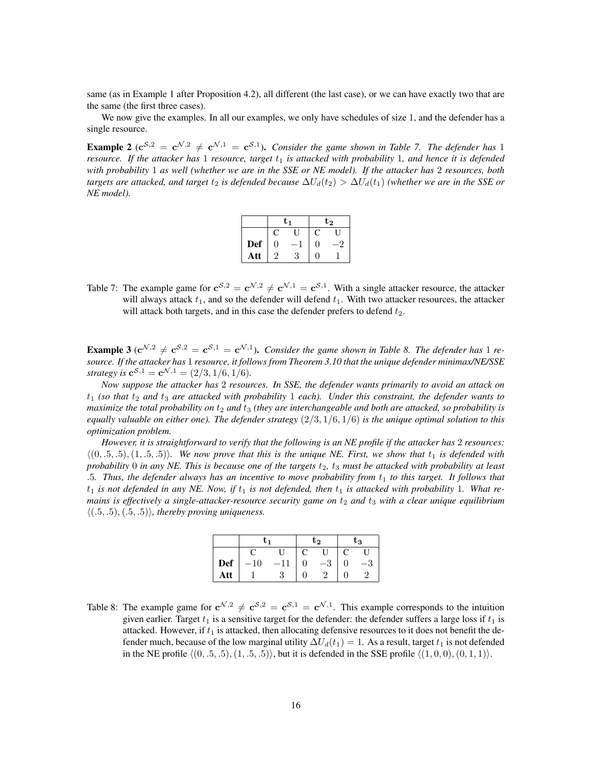same (as in Example 1 after Proposition 4.2), all different (the last case), or we can have exactly two that are the same (the first three cases).

We now give the examples. In all our examples, we only have schedules of size 1, and the defender has a single resource.

**Example 2** ($\mathbf{c}^{\mathcal{S},2} = \mathbf{c}^{\mathcal{N},2} \neq \mathbf{c}^{\mathcal{N},1} = \mathbf{c}^{\mathcal{S},1}$)**.** *Consider the game shown in Table 7. The defender has 1 resource. If the attacker has 1 resource, target $t_1$ is attacked with probability 1, and hence it is defended with probability 1 as well (whether we are in the SSE or NE model). If the attacker has 2 resources, both targets are attacked, and target $t_2$ is defended because $\Delta U_d(t_2) > \Delta U_d(t_1)$ (whether we are in the SSE or NE model).*

| | $\mathbf{t_1}$ | | $\mathbf{t_2}$ | |
|---|---|---|---|---|
| | C | U | C | U |
| **Def** | 0 | $-1$ | 0 | $-2$ |
| **Att** | 2 | 3 | 0 | 1 |

Table 7: The example game for $\mathbf{c}^{\mathcal{S},2} = \mathbf{c}^{\mathcal{N},2} \neq \mathbf{c}^{\mathcal{N},1} = \mathbf{c}^{\mathcal{S},1}$. With a single attacker resource, the attacker will always attack $t_1$, and so the defender will defend $t_1$. With two attacker resources, the attacker will attack both targets, and in this case the defender prefers to defend $t_2$.

**Example 3** ($\mathbf{c}^{\mathcal{N},2} \neq \mathbf{c}^{\mathcal{S},2} = \mathbf{c}^{\mathcal{S},1} = \mathbf{c}^{\mathcal{N},1}$)**.** *Consider the game shown in Table 8. The defender has 1 resource. If the attacker has 1 resource, it follows from Theorem 3.10 that the unique defender minimax/NE/SSE strategy is $\mathbf{c}^{\mathcal{S},1} = \mathbf{c}^{\mathcal{N},1} = (2/3, 1/6, 1/6)$.*

*Now suppose the attacker has 2 resources. In SSE, the defender wants primarily to avoid an attack on $t_1$ (so that $t_2$ and $t_3$ are attacked with probability 1 each). Under this constraint, the defender wants to maximize the total probability on $t_2$ and $t_3$ (they are interchangeable and both are attacked, so probability is equally valuable on either one). The defender strategy $(2/3, 1/6, 1/6)$ is the unique optimal solution to this optimization problem.*

*However, it is straightforward to verify that the following is an NE profile if the attacker has 2 resources: $\langle(0, .5, .5), (1, .5, .5)\rangle$. We now prove that this is the unique NE. First, we show that $t_1$ is defended with probability 0 in any NE. This is because one of the targets $t_2$, $t_3$ must be attacked with probability at least $.5$. Thus, the defender always has an incentive to move probability from $t_1$ to this target. It follows that $t_1$ is not defended in any NE. Now, if $t_1$ is not defended, then $t_1$ is attacked with probability 1. What remains is effectively a single-attacker-resource security game on $t_2$ and $t_3$ with a clear unique equilibrium $\langle(.5, .5), (.5, .5)\rangle$, thereby proving uniqueness.*

| | $\mathbf{t_1}$ | | $\mathbf{t_2}$ | | $\mathbf{t_3}$ | |
|---|---|---|---|---|---|---|
| | C | U | C | U | C | U |
| **Def** | $-10$ | $-11$ | 0 | $-3$ | 0 | $-3$ |
| **Att** | 1 | 3 | 0 | 2 | 0 | 2 |

Table 8: The example game for $\mathbf{c}^{\mathcal{N},2} \neq \mathbf{c}^{\mathcal{S},2} = \mathbf{c}^{\mathcal{S},1} = \mathbf{c}^{\mathcal{N},1}$. This example corresponds to the intuition given earlier. Target $t_1$ is a sensitive target for the defender: the defender suffers a large loss if $t_1$ is attacked. However, if $t_1$ is attacked, then allocating defensive resources to it does not benefit the defender much, because of the low marginal utility $\Delta U_d(t_1) = 1$. As a result, target $t_1$ is not defended in the NE profile $\langle(0, .5, .5), (1, .5, .5)\rangle$, but it is defended in the SSE profile $\langle(1, 0, 0), (0, 1, 1)\rangle$.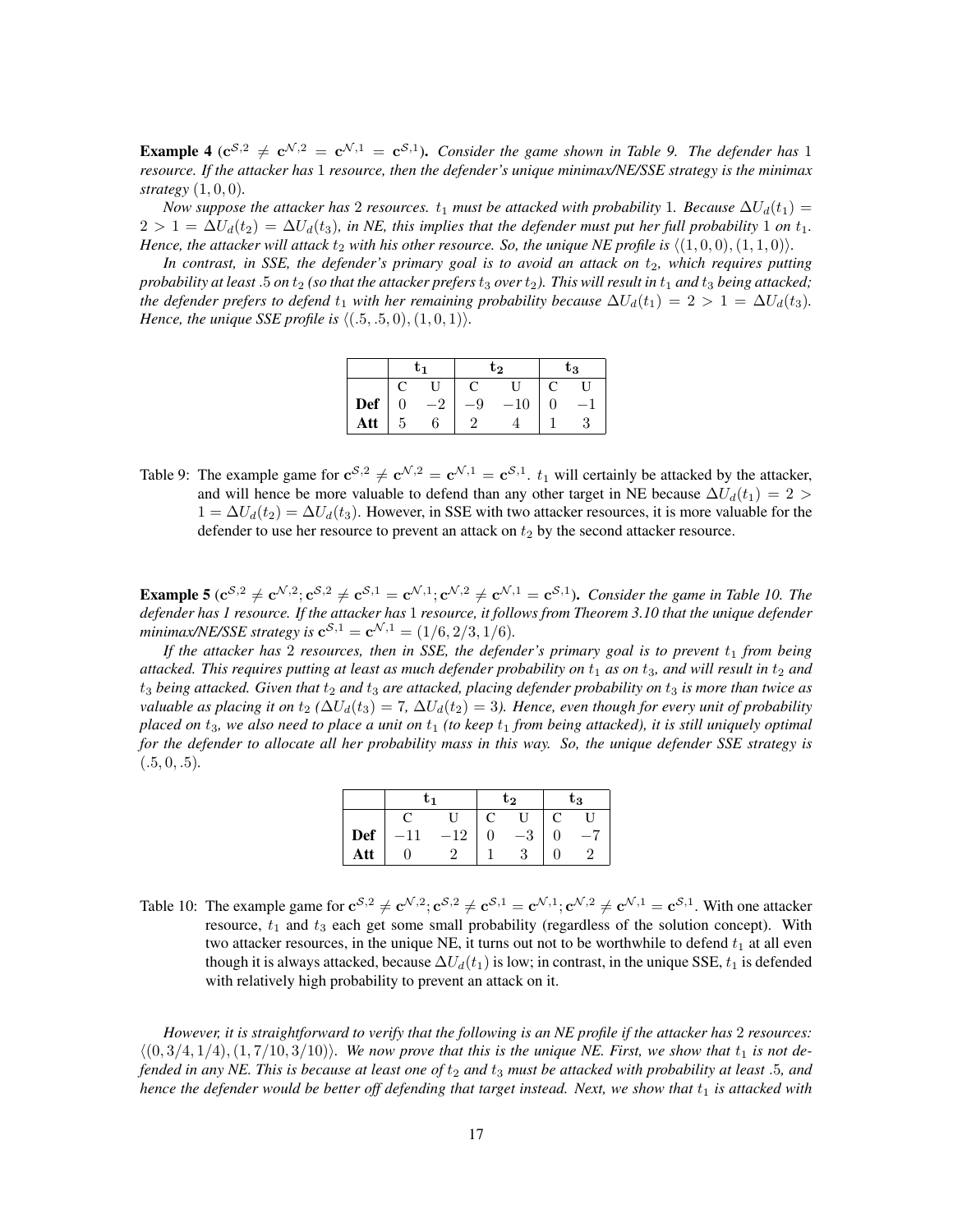**Example 4** ($\mathbf{c}^{\mathcal{S},2} \neq \mathbf{c}^{\mathcal{N},2} = \mathbf{c}^{\mathcal{N},1} = \mathbf{c}^{\mathcal{S},1}$)**.** *Consider the game shown in Table 9. The defender has* 1 *resource. If the attacker has* 1 *resource, then the defender's unique minimax/NE/SSE strategy is the minimax strategy* $(1, 0, 0)$.

*Now suppose the attacker has* 2 *resources.* $t_1$ *must be attacked with probability* 1*. Because* $\Delta U_d(t_1) = 2 > 1 = \Delta U_d(t_2) = \Delta U_d(t_3)$*, in NE, this implies that the defender must put her full probability* 1 *on* $t_1$*. Hence, the attacker will attack* $t_2$ *with his other resource. So, the unique NE profile is* $\langle (1, 0, 0), (1, 1, 0) \rangle$.

*In contrast, in SSE, the defender's primary goal is to avoid an attack on* $t_2$*, which requires putting probability at least* .5 *on* $t_2$ *(so that the attacker prefers* $t_3$ *over* $t_2$*). This will result in* $t_1$ *and* $t_3$ *being attacked; the defender prefers to defend* $t_1$ *with her remaining probability because* $\Delta U_d(t_1) = 2 > 1 = \Delta U_d(t_3)$*. Hence, the unique SSE profile is* $\langle (.5, .5, 0), (1, 0, 1) \rangle$.

| | $\mathbf{t_1}$ | | $\mathbf{t_2}$ | | $\mathbf{t_3}$ | |
|---|---|---|---|---|---|---|
| | C | U | C | U | C | U |
| **Def** | 0 | −2 | −9 | −10 | 0 | −1 |
| **Att** | 5 | 6 | 2 | 4 | 1 | 3 |

Table 9: The example game for $\mathbf{c}^{\mathcal{S},2} \neq \mathbf{c}^{\mathcal{N},2} = \mathbf{c}^{\mathcal{N},1} = \mathbf{c}^{\mathcal{S},1}$. $t_1$ will certainly be attacked by the attacker, and will hence be more valuable to defend than any other target in NE because $\Delta U_d(t_1) = 2 > 1 = \Delta U_d(t_2) = \Delta U_d(t_3)$. However, in SSE with two attacker resources, it is more valuable for the defender to use her resource to prevent an attack on $t_2$ by the second attacker resource.

**Example 5** ($\mathbf{c}^{\mathcal{S},2} \neq \mathbf{c}^{\mathcal{N},2}; \mathbf{c}^{\mathcal{S},2} \neq \mathbf{c}^{\mathcal{S},1} = \mathbf{c}^{\mathcal{N},1}; \mathbf{c}^{\mathcal{N},2} \neq \mathbf{c}^{\mathcal{N},1} = \mathbf{c}^{\mathcal{S},1}$)**.** *Consider the game in Table 10. The defender has 1 resource. If the attacker has* 1 *resource, it follows from Theorem 3.10 that the unique defender minimax/NE/SSE strategy is* $\mathbf{c}^{\mathcal{S},1} = \mathbf{c}^{\mathcal{N},1} = (1/6, 2/3, 1/6)$.

*If the attacker has* 2 *resources, then in SSE, the defender's primary goal is to prevent* $t_1$ *from being attacked. This requires putting at least as much defender probability on* $t_1$ *as on* $t_3$*, and will result in* $t_2$ *and* $t_3$ *being attacked. Given that* $t_2$ *and* $t_3$ *are attacked, placing defender probability on* $t_3$ *is more than twice as valuable as placing it on* $t_2$ *(*$\Delta U_d(t_3) = 7$*,* $\Delta U_d(t_2) = 3$*). Hence, even though for every unit of probability placed on* $t_3$*, we also need to place a unit on* $t_1$ *(to keep* $t_1$ *from being attacked), it is still uniquely optimal for the defender to allocate all her probability mass in this way. So, the unique defender SSE strategy is* $(.5, 0, .5)$.

| | $\mathbf{t_1}$ | | $\mathbf{t_2}$ | | $\mathbf{t_3}$ | |
|---|---|---|---|---|---|---|
| | C | U | C | U | C | U |
| **Def** | −11 | −12 | 0 | −3 | 0 | −7 |
| **Att** | 0 | 2 | 1 | 3 | 0 | 2 |

Table 10: The example game for $\mathbf{c}^{\mathcal{S},2} \neq \mathbf{c}^{\mathcal{N},2}; \mathbf{c}^{\mathcal{S},2} \neq \mathbf{c}^{\mathcal{S},1} = \mathbf{c}^{\mathcal{N},1}; \mathbf{c}^{\mathcal{N},2} \neq \mathbf{c}^{\mathcal{N},1} = \mathbf{c}^{\mathcal{S},1}$. With one attacker resource, $t_1$ and $t_3$ each get some small probability (regardless of the solution concept). With two attacker resources, in the unique NE, it turns out not to be worthwhile to defend $t_1$ at all even though it is always attacked, because $\Delta U_d(t_1)$ is low; in contrast, in the unique SSE, $t_1$ is defended with relatively high probability to prevent an attack on it.

*However, it is straightforward to verify that the following is an NE profile if the attacker has* 2 *resources:* $\langle (0, 3/4, 1/4), (1, 7/10, 3/10) \rangle$*. We now prove that this is the unique NE. First, we show that* $t_1$ *is not defended in any NE. This is because at least one of* $t_2$ *and* $t_3$ *must be attacked with probability at least* .5*, and hence the defender would be better off defending that target instead. Next, we show that* $t_1$ *is attacked with*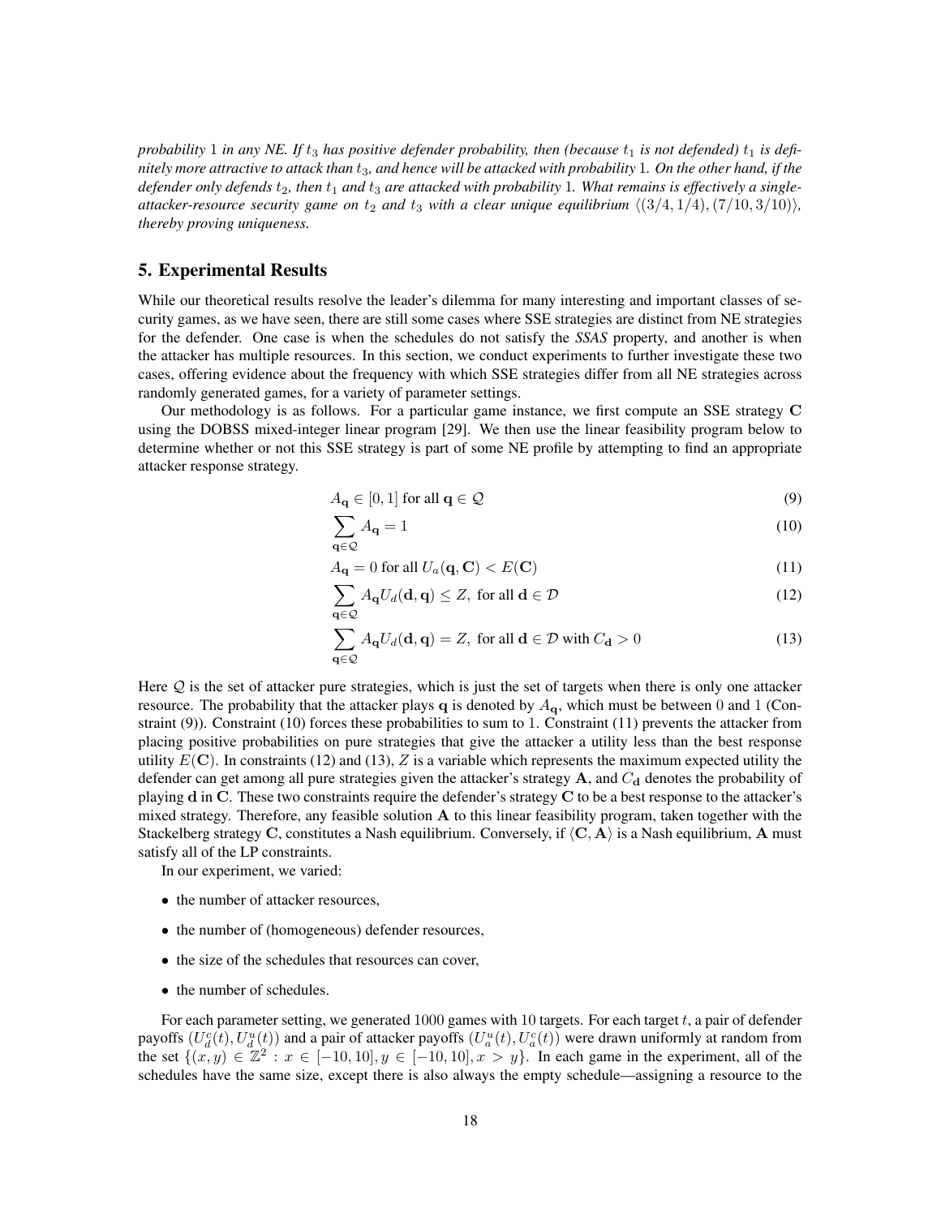*probability* $1$ *in any NE. If* $t_3$ *has positive defender probability, then (because* $t_1$ *is not defended)* $t_1$ *is definitely more attractive to attack than* $t_3$*, and hence will be attacked with probability* $1$*. On the other hand, if the defender only defends* $t_2$*, then* $t_1$ *and* $t_3$ *are attacked with probability* $1$*. What remains is effectively a single-attacker-resource security game on* $t_2$ *and* $t_3$ *with a clear unique equilibrium* $\langle(3/4, 1/4), (7/10, 3/10)\rangle$*, thereby proving uniqueness.*

## 5. Experimental Results

While our theoretical results resolve the leader's dilemma for many interesting and important classes of security games, as we have seen, there are still some cases where SSE strategies are distinct from NE strategies for the defender. One case is when the schedules do not satisfy the *SSAS* property, and another is when the attacker has multiple resources. In this section, we conduct experiments to further investigate these two cases, offering evidence about the frequency with which SSE strategies differ from all NE strategies across randomly generated games, for a variety of parameter settings.

Our methodology is as follows. For a particular game instance, we first compute an SSE strategy $\mathbf{C}$ using the DOBSS mixed-integer linear program [29]. We then use the linear feasibility program below to determine whether or not this SSE strategy is part of some NE profile by attempting to find an appropriate attacker response strategy.

$$A_{\mathbf{q}} \in [0, 1] \text{ for all } \mathbf{q} \in \mathcal{Q} \tag{9}$$

$$\sum_{\mathbf{q} \in \mathcal{Q}} A_{\mathbf{q}} = 1 \tag{10}$$

$$A_{\mathbf{q}} = 0 \text{ for all } U_a(\mathbf{q}, \mathbf{C}) < E(\mathbf{C}) \tag{11}$$

$$\sum_{\mathbf{q} \in \mathcal{Q}} A_{\mathbf{q}} U_d(\mathbf{d}, \mathbf{q}) \leq Z, \text{ for all } \mathbf{d} \in \mathcal{D} \tag{12}$$

$$\sum_{\mathbf{q} \in \mathcal{Q}} A_{\mathbf{q}} U_d(\mathbf{d}, \mathbf{q}) = Z, \text{ for all } \mathbf{d} \in \mathcal{D} \text{ with } C_{\mathbf{d}} > 0 \tag{13}$$

Here $\mathcal{Q}$ is the set of attacker pure strategies, which is just the set of targets when there is only one attacker resource. The probability that the attacker plays $\mathbf{q}$ is denoted by $A_{\mathbf{q}}$, which must be between $0$ and $1$ (Constraint (9)). Constraint (10) forces these probabilities to sum to $1$. Constraint (11) prevents the attacker from placing positive probabilities on pure strategies that give the attacker a utility less than the best response utility $E(\mathbf{C})$. In constraints (12) and (13), $Z$ is a variable which represents the maximum expected utility the defender can get among all pure strategies given the attacker's strategy $\mathbf{A}$, and $C_{\mathbf{d}}$ denotes the probability of playing $\mathbf{d}$ in $\mathbf{C}$. These two constraints require the defender's strategy $\mathbf{C}$ to be a best response to the attacker's mixed strategy. Therefore, any feasible solution $\mathbf{A}$ to this linear feasibility program, taken together with the Stackelberg strategy $\mathbf{C}$, constitutes a Nash equilibrium. Conversely, if $\langle \mathbf{C}, \mathbf{A} \rangle$ is a Nash equilibrium, $\mathbf{A}$ must satisfy all of the LP constraints.

In our experiment, we varied:

- the number of attacker resources,
- the number of (homogeneous) defender resources,
- the size of the schedules that resources can cover,
- the number of schedules.

For each parameter setting, we generated $1000$ games with $10$ targets. For each target $t$, a pair of defender payoffs $(U_d^c(t), U_d^u(t))$ and a pair of attacker payoffs $(U_a^u(t), U_a^c(t))$ were drawn uniformly at random from the set $\{(x, y) \in \mathbb{Z}^2 : x \in [-10, 10], y \in [-10, 10], x > y\}$. In each game in the experiment, all of the schedules have the same size, except there is also always the empty schedule—assigning a resource to the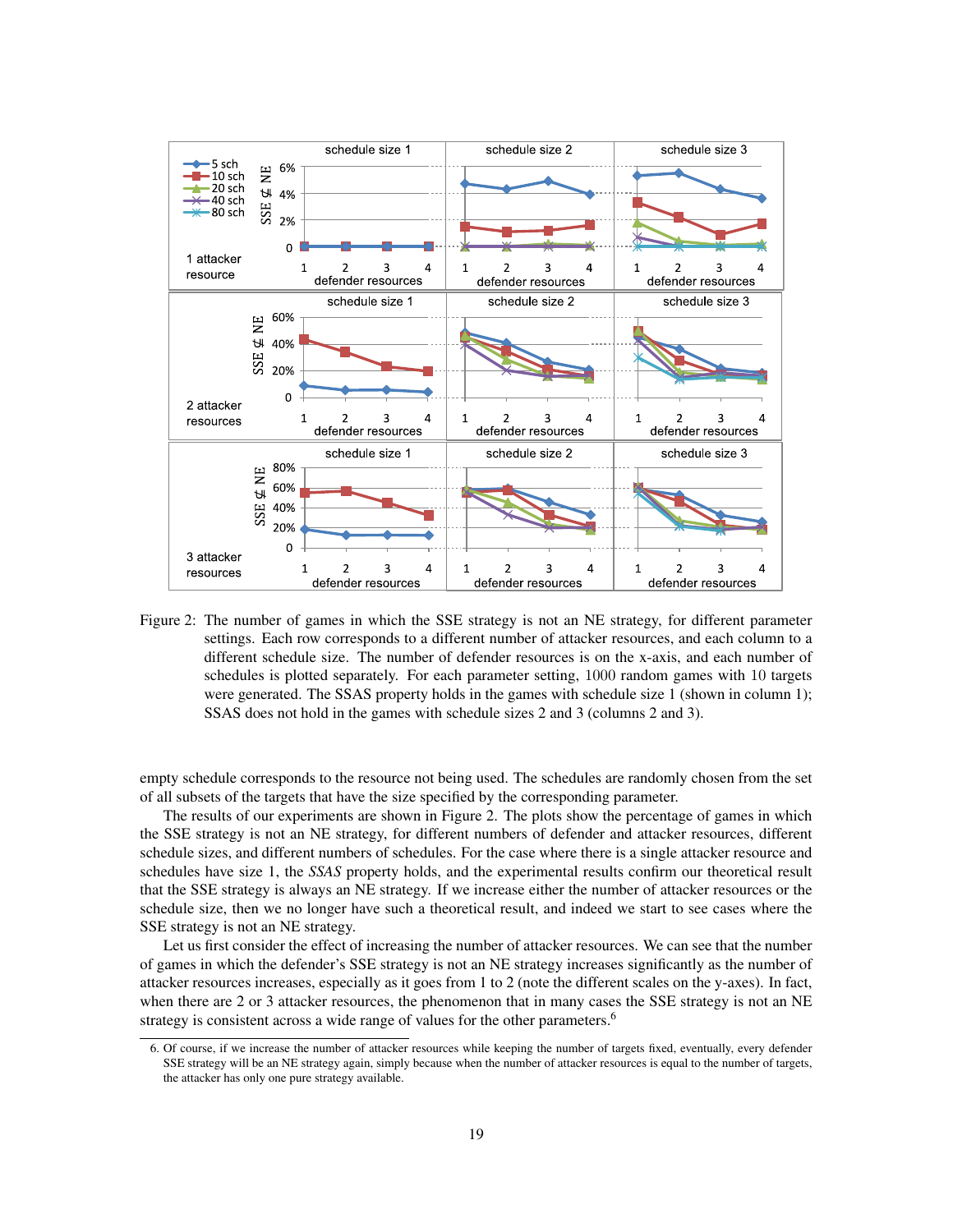Figure 2: The number of games in which the SSE strategy is not an NE strategy, for different parameter settings. Each row corresponds to a different number of attacker resources, and each column to a different schedule size. The number of defender resources is on the x-axis, and each number of schedules is plotted separately. For each parameter setting, 1000 random games with 10 targets were generated. The SSAS property holds in the games with schedule size 1 (shown in column 1); SSAS does not hold in the games with schedule sizes 2 and 3 (columns 2 and 3).

empty schedule corresponds to the resource not being used. The schedules are randomly chosen from the set of all subsets of the targets that have the size specified by the corresponding parameter.

The results of our experiments are shown in Figure 2. The plots show the percentage of games in which the SSE strategy is not an NE strategy, for different numbers of defender and attacker resources, different schedule sizes, and different numbers of schedules. For the case where there is a single attacker resource and schedules have size 1, the *SSAS* property holds, and the experimental results confirm our theoretical result that the SSE strategy is always an NE strategy. If we increase either the number of attacker resources or the schedule size, then we no longer have such a theoretical result, and indeed we start to see cases where the SSE strategy is not an NE strategy.

Let us first consider the effect of increasing the number of attacker resources. We can see that the number of games in which the defender's SSE strategy is not an NE strategy increases significantly as the number of attacker resources increases, especially as it goes from 1 to 2 (note the different scales on the y-axes). In fact, when there are 2 or 3 attacker resources, the phenomenon that in many cases the SSE strategy is not an NE strategy is consistent across a wide range of values for the other parameters.[6]

6. Of course, if we increase the number of attacker resources while keeping the number of targets fixed, eventually, every defender SSE strategy will be an NE strategy again, simply because when the number of attacker resources is equal to the number of targets, the attacker has only one pure strategy available.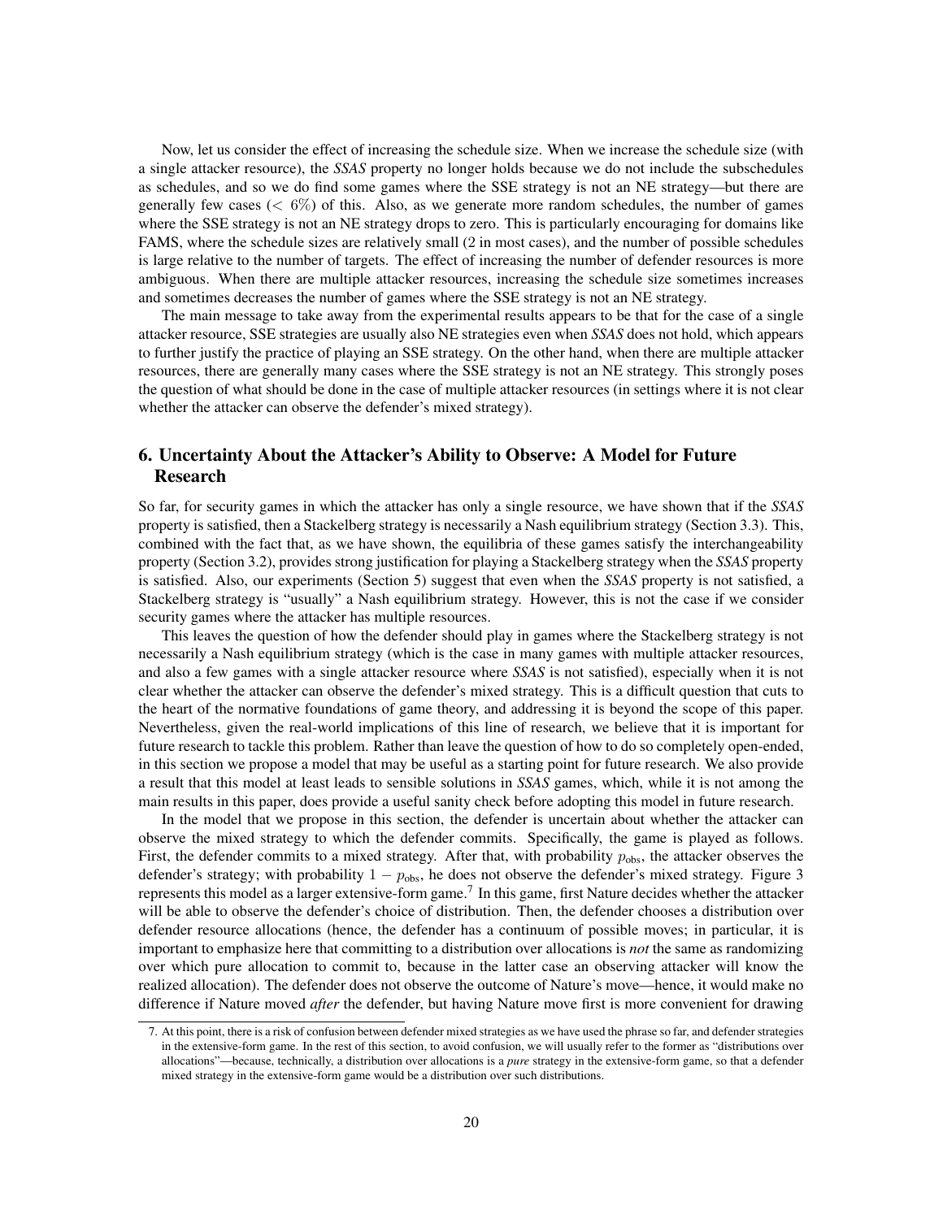Now, let us consider the effect of increasing the schedule size. When we increase the schedule size (with a single attacker resource), the *SSAS* property no longer holds because we do not include the subschedules as schedules, and so we do find some games where the SSE strategy is not an NE strategy—but there are generally few cases ($< 6\%$) of this. Also, as we generate more random schedules, the number of games where the SSE strategy is not an NE strategy drops to zero. This is particularly encouraging for domains like FAMS, where the schedule sizes are relatively small (2 in most cases), and the number of possible schedules is large relative to the number of targets. The effect of increasing the number of defender resources is more ambiguous. When there are multiple attacker resources, increasing the schedule size sometimes increases and sometimes decreases the number of games where the SSE strategy is not an NE strategy.

The main message to take away from the experimental results appears to be that for the case of a single attacker resource, SSE strategies are usually also NE strategies even when *SSAS* does not hold, which appears to further justify the practice of playing an SSE strategy. On the other hand, when there are multiple attacker resources, there are generally many cases where the SSE strategy is not an NE strategy. This strongly poses the question of what should be done in the case of multiple attacker resources (in settings where it is not clear whether the attacker can observe the defender's mixed strategy).

## 6. Uncertainty About the Attacker's Ability to Observe: A Model for Future Research

So far, for security games in which the attacker has only a single resource, we have shown that if the *SSAS* property is satisfied, then a Stackelberg strategy is necessarily a Nash equilibrium strategy (Section 3.3). This, combined with the fact that, as we have shown, the equilibria of these games satisfy the interchangeability property (Section 3.2), provides strong justification for playing a Stackelberg strategy when the *SSAS* property is satisfied. Also, our experiments (Section 5) suggest that even when the *SSAS* property is not satisfied, a Stackelberg strategy is "usually" a Nash equilibrium strategy. However, this is not the case if we consider security games where the attacker has multiple resources.

This leaves the question of how the defender should play in games where the Stackelberg strategy is not necessarily a Nash equilibrium strategy (which is the case in many games with multiple attacker resources, and also a few games with a single attacker resource where *SSAS* is not satisfied), especially when it is not clear whether the attacker can observe the defender's mixed strategy. This is a difficult question that cuts to the heart of the normative foundations of game theory, and addressing it is beyond the scope of this paper. Nevertheless, given the real-world implications of this line of research, we believe that it is important for future research to tackle this problem. Rather than leave the question of how to do so completely open-ended, in this section we propose a model that may be useful as a starting point for future research. We also provide a result that this model at least leads to sensible solutions in *SSAS* games, which, while it is not among the main results in this paper, does provide a useful sanity check before adopting this model in future research.

In the model that we propose in this section, the defender is uncertain about whether the attacker can observe the mixed strategy to which the defender commits. Specifically, the game is played as follows. First, the defender commits to a mixed strategy. After that, with probability $p_{\text{obs}}$, the attacker observes the defender's strategy; with probability $1 - p_{\text{obs}}$, he does not observe the defender's mixed strategy. Figure 3 represents this model as a larger extensive-form game.[7] In this game, first Nature decides whether the attacker will be able to observe the defender's choice of distribution. Then, the defender chooses a distribution over defender resource allocations (hence, the defender has a continuum of possible moves; in particular, it is important to emphasize here that committing to a distribution over allocations is *not* the same as randomizing over which pure allocation to commit to, because in the latter case an observing attacker will know the realized allocation). The defender does not observe the outcome of Nature's move—hence, it would make no difference if Nature moved *after* the defender, but having Nature move first is more convenient for drawing

7. At this point, there is a risk of confusion between defender mixed strategies as we have used the phrase so far, and defender strategies in the extensive-form game. In the rest of this section, to avoid confusion, we will usually refer to the former as "distributions over allocations"—because, technically, a distribution over allocations is a *pure* strategy in the extensive-form game, so that a defender mixed strategy in the extensive-form game would be a distribution over such distributions.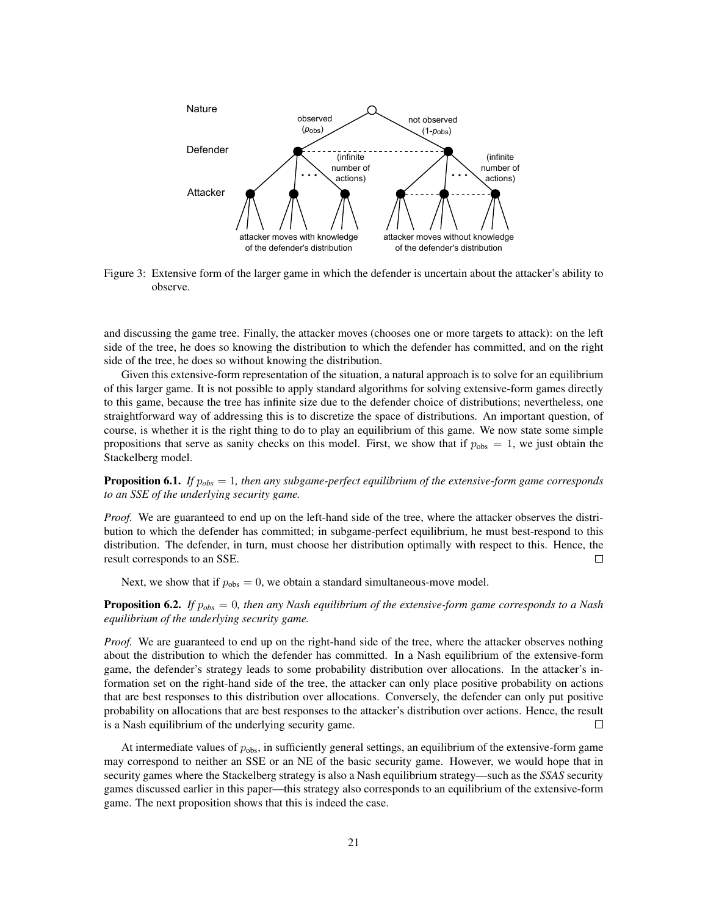Figure 3: Extensive form of the larger game in which the defender is uncertain about the attacker's ability to observe.

and discussing the game tree. Finally, the attacker moves (chooses one or more targets to attack): on the left side of the tree, he does so knowing the distribution to which the defender has committed, and on the right side of the tree, he does so without knowing the distribution.

Given this extensive-form representation of the situation, a natural approach is to solve for an equilibrium of this larger game. It is not possible to apply standard algorithms for solving extensive-form games directly to this game, because the tree has infinite size due to the defender choice of distributions; nevertheless, one straightforward way of addressing this is to discretize the space of distributions. An important question, of course, is whether it is the right thing to do to play an equilibrium of this game. We now state some simple propositions that serve as sanity checks on this model. First, we show that if $p_{\text{obs}} = 1$, we just obtain the Stackelberg model.

**Proposition 6.1.** *If $p_{obs} = 1$, then any subgame-perfect equilibrium of the extensive-form game corresponds to an SSE of the underlying security game.*

*Proof.* We are guaranteed to end up on the left-hand side of the tree, where the attacker observes the distribution to which the defender has committed; in subgame-perfect equilibrium, he must best-respond to this distribution. The defender, in turn, must choose her distribution optimally with respect to this. Hence, the result corresponds to an SSE. □

Next, we show that if $p_{\text{obs}} = 0$, we obtain a standard simultaneous-move model.

**Proposition 6.2.** *If $p_{obs} = 0$, then any Nash equilibrium of the extensive-form game corresponds to a Nash equilibrium of the underlying security game.*

*Proof.* We are guaranteed to end up on the right-hand side of the tree, where the attacker observes nothing about the distribution to which the defender has committed. In a Nash equilibrium of the extensive-form game, the defender's strategy leads to some probability distribution over allocations. In the attacker's information set on the right-hand side of the tree, the attacker can only place positive probability on actions that are best responses to this distribution over allocations. Conversely, the defender can only put positive probability on allocations that are best responses to the attacker's distribution over actions. Hence, the result is a Nash equilibrium of the underlying security game. □

At intermediate values of $p_{\text{obs}}$, in sufficiently general settings, an equilibrium of the extensive-form game may correspond to neither an SSE or an NE of the basic security game. However, we would hope that in security games where the Stackelberg strategy is also a Nash equilibrium strategy—such as the *SSAS* security games discussed earlier in this paper—this strategy also corresponds to an equilibrium of the extensive-form game. The next proposition shows that this is indeed the case.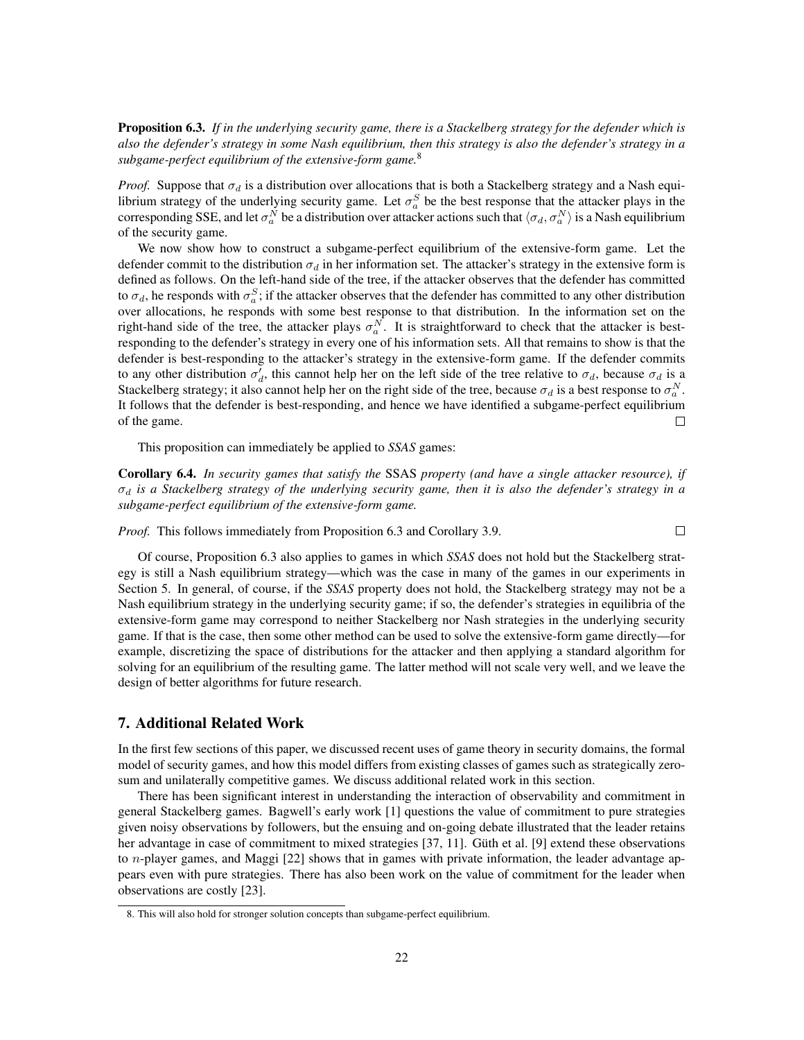**Proposition 6.3.** *If in the underlying security game, there is a Stackelberg strategy for the defender which is also the defender's strategy in some Nash equilibrium, then this strategy is also the defender's strategy in a subgame-perfect equilibrium of the extensive-form game.*[8]

*Proof.* Suppose that $\sigma_d$ is a distribution over allocations that is both a Stackelberg strategy and a Nash equilibrium strategy of the underlying security game. Let $\sigma_a^S$ be the best response that the attacker plays in the corresponding SSE, and let $\sigma_a^N$ be a distribution over attacker actions such that $\langle \sigma_d, \sigma_a^N \rangle$ is a Nash equilibrium of the security game.

We now show how to construct a subgame-perfect equilibrium of the extensive-form game. Let the defender commit to the distribution $\sigma_d$ in her information set. The attacker's strategy in the extensive form is defined as follows. On the left-hand side of the tree, if the attacker observes that the defender has committed to $\sigma_d$, he responds with $\sigma_a^S$; if the attacker observes that the defender has committed to any other distribution over allocations, he responds with some best response to that distribution. In the information set on the right-hand side of the tree, the attacker plays $\sigma_a^N$. It is straightforward to check that the attacker is best-responding to the defender's strategy in every one of his information sets. All that remains to show is that the defender is best-responding to the attacker's strategy in the extensive-form game. If the defender commits to any other distribution $\sigma_d'$, this cannot help her on the left side of the tree relative to $\sigma_d$, because $\sigma_d$ is a Stackelberg strategy; it also cannot help her on the right side of the tree, because $\sigma_d$ is a best response to $\sigma_a^N$. It follows that the defender is best-responding, and hence we have identified a subgame-perfect equilibrium of the game. □

This proposition can immediately be applied to *SSAS* games:

**Corollary 6.4.** *In security games that satisfy the* SSAS *property (and have a single attacker resource), if $\sigma_d$ is a Stackelberg strategy of the underlying security game, then it is also the defender's strategy in a subgame-perfect equilibrium of the extensive-form game.*

*Proof.* This follows immediately from Proposition 6.3 and Corollary 3.9. □

Of course, Proposition 6.3 also applies to games in which *SSAS* does not hold but the Stackelberg strategy is still a Nash equilibrium strategy—which was the case in many of the games in our experiments in Section 5. In general, of course, if the *SSAS* property does not hold, the Stackelberg strategy may not be a Nash equilibrium strategy in the underlying security game; if so, the defender's strategies in equilibria of the extensive-form game may correspond to neither Stackelberg nor Nash strategies in the underlying security game. If that is the case, then some other method can be used to solve the extensive-form game directly—for example, discretizing the space of distributions for the attacker and then applying a standard algorithm for solving for an equilibrium of the resulting game. The latter method will not scale very well, and we leave the design of better algorithms for future research.

## 7. Additional Related Work

In the first few sections of this paper, we discussed recent uses of game theory in security domains, the formal model of security games, and how this model differs from existing classes of games such as strategically zero-sum and unilaterally competitive games. We discuss additional related work in this section.

There has been significant interest in understanding the interaction of observability and commitment in general Stackelberg games. Bagwell's early work [1] questions the value of commitment to pure strategies given noisy observations by followers, but the ensuing and on-going debate illustrated that the leader retains her advantage in case of commitment to mixed strategies [37, 11]. Güth et al. [9] extend these observations to $n$-player games, and Maggi [22] shows that in games with private information, the leader advantage appears even with pure strategies. There has also been work on the value of commitment for the leader when observations are costly [23].

8. This will also hold for stronger solution concepts than subgame-perfect equilibrium.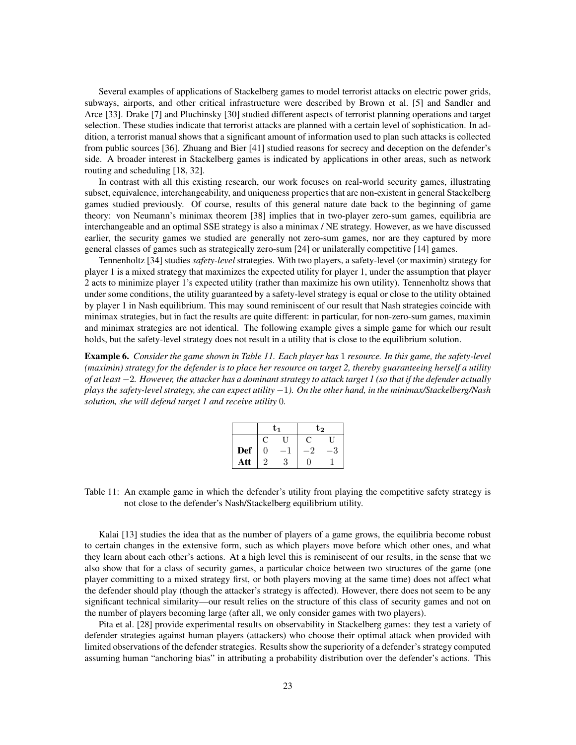Several examples of applications of Stackelberg games to model terrorist attacks on electric power grids, subways, airports, and other critical infrastructure were described by Brown et al. [5] and Sandler and Arce [33]. Drake [7] and Pluchinsky [30] studied different aspects of terrorist planning operations and target selection. These studies indicate that terrorist attacks are planned with a certain level of sophistication. In addition, a terrorist manual shows that a significant amount of information used to plan such attacks is collected from public sources [36]. Zhuang and Bier [41] studied reasons for secrecy and deception on the defender's side. A broader interest in Stackelberg games is indicated by applications in other areas, such as network routing and scheduling [18, 32].

In contrast with all this existing research, our work focuses on real-world security games, illustrating subset, equivalence, interchangeability, and uniqueness properties that are non-existent in general Stackelberg games studied previously. Of course, results of this general nature date back to the beginning of game theory: von Neumann's minimax theorem [38] implies that in two-player zero-sum games, equilibria are interchangeable and an optimal SSE strategy is also a minimax / NE strategy. However, as we have discussed earlier, the security games we studied are generally not zero-sum games, nor are they captured by more general classes of games such as strategically zero-sum [24] or unilaterally competitive [14] games.

Tennenholtz [34] studies *safety-level* strategies. With two players, a safety-level (or maximin) strategy for player 1 is a mixed strategy that maximizes the expected utility for player 1, under the assumption that player 2 acts to minimize player 1's expected utility (rather than maximize his own utility). Tennenholtz shows that under some conditions, the utility guaranteed by a safety-level strategy is equal or close to the utility obtained by player 1 in Nash equilibrium. This may sound reminiscent of our result that Nash strategies coincide with minimax strategies, but in fact the results are quite different: in particular, for non-zero-sum games, maximin and minimax strategies are not identical. The following example gives a simple game for which our result holds, but the safety-level strategy does not result in a utility that is close to the equilibrium solution.

**Example 6.** *Consider the game shown in Table 11. Each player has* 1 *resource. In this game, the safety-level (maximin) strategy for the defender is to place her resource on target 2, thereby guaranteeing herself a utility of at least* $-2$*. However, the attacker has a dominant strategy to attack target 1 (so that if the defender actually plays the safety-level strategy, she can expect utility* $-1$*). On the other hand, in the minimax/Stackelberg/Nash solution, she will defend target 1 and receive utility* 0*.*

| | $\mathbf{t_1}$ | | $\mathbf{t_2}$ | |
|---|---|---|---|---|
| | C | U | C | U |
| **Def** | 0 | $-1$ | $-2$ | $-3$ |
| **Att** | 2 | 3 | 0 | 1 |

Table 11: An example game in which the defender's utility from playing the competitive safety strategy is not close to the defender's Nash/Stackelberg equilibrium utility.

Kalai [13] studies the idea that as the number of players of a game grows, the equilibria become robust to certain changes in the extensive form, such as which players move before which other ones, and what they learn about each other's actions. At a high level this is reminiscent of our results, in the sense that we also show that for a class of security games, a particular choice between two structures of the game (one player committing to a mixed strategy first, or both players moving at the same time) does not affect what the defender should play (though the attacker's strategy is affected). However, there does not seem to be any significant technical similarity—our result relies on the structure of this class of security games and not on the number of players becoming large (after all, we only consider games with two players).

Pita et al. [28] provide experimental results on observability in Stackelberg games: they test a variety of defender strategies against human players (attackers) who choose their optimal attack when provided with limited observations of the defender strategies. Results show the superiority of a defender's strategy computed assuming human "anchoring bias" in attributing a probability distribution over the defender's actions. This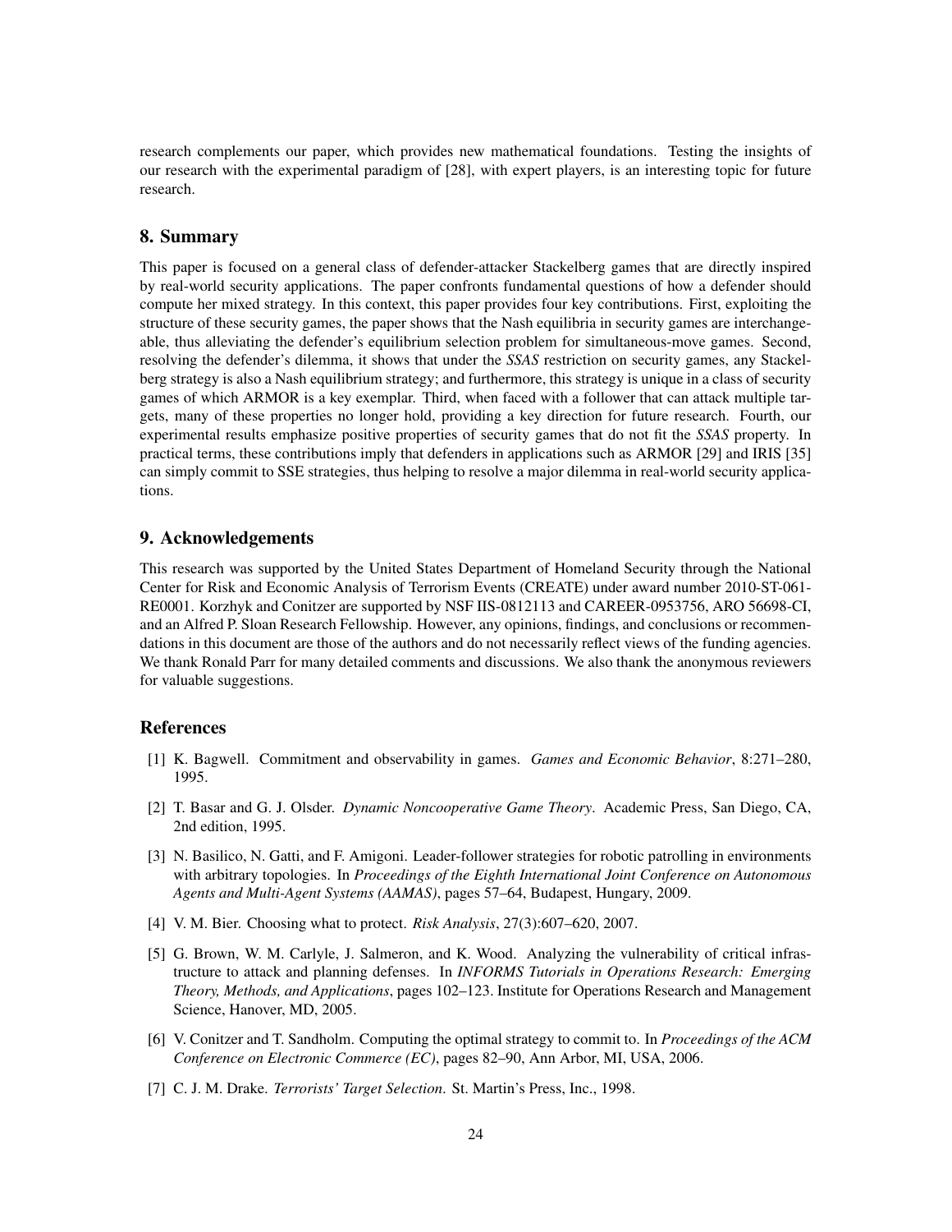research complements our paper, which provides new mathematical foundations. Testing the insights of our research with the experimental paradigm of [28], with expert players, is an interesting topic for future research.

## 8. Summary

This paper is focused on a general class of defender-attacker Stackelberg games that are directly inspired by real-world security applications. The paper confronts fundamental questions of how a defender should compute her mixed strategy. In this context, this paper provides four key contributions. First, exploiting the structure of these security games, the paper shows that the Nash equilibria in security games are interchangeable, thus alleviating the defender's equilibrium selection problem for simultaneous-move games. Second, resolving the defender's dilemma, it shows that under the *SSAS* restriction on security games, any Stackelberg strategy is also a Nash equilibrium strategy; and furthermore, this strategy is unique in a class of security games of which ARMOR is a key exemplar. Third, when faced with a follower that can attack multiple targets, many of these properties no longer hold, providing a key direction for future research. Fourth, our experimental results emphasize positive properties of security games that do not fit the *SSAS* property. In practical terms, these contributions imply that defenders in applications such as ARMOR [29] and IRIS [35] can simply commit to SSE strategies, thus helping to resolve a major dilemma in real-world security applications.

## 9. Acknowledgements

This research was supported by the United States Department of Homeland Security through the National Center for Risk and Economic Analysis of Terrorism Events (CREATE) under award number 2010-ST-061-RE0001. Korzhyk and Conitzer are supported by NSF IIS-0812113 and CAREER-0953756, ARO 56698-CI, and an Alfred P. Sloan Research Fellowship. However, any opinions, findings, and conclusions or recommendations in this document are those of the authors and do not necessarily reflect views of the funding agencies. We thank Ronald Parr for many detailed comments and discussions. We also thank the anonymous reviewers for valuable suggestions.

## References

[1] K. Bagwell. Commitment and observability in games. *Games and Economic Behavior*, 8:271–280, 1995.

[2] T. Basar and G. J. Olsder. *Dynamic Noncooperative Game Theory*. Academic Press, San Diego, CA, 2nd edition, 1995.

[3] N. Basilico, N. Gatti, and F. Amigoni. Leader-follower strategies for robotic patrolling in environments with arbitrary topologies. In *Proceedings of the Eighth International Joint Conference on Autonomous Agents and Multi-Agent Systems (AAMAS)*, pages 57–64, Budapest, Hungary, 2009.

[4] V. M. Bier. Choosing what to protect. *Risk Analysis*, 27(3):607–620, 2007.

[5] G. Brown, W. M. Carlyle, J. Salmeron, and K. Wood. Analyzing the vulnerability of critical infrastructure to attack and planning defenses. In *INFORMS Tutorials in Operations Research: Emerging Theory, Methods, and Applications*, pages 102–123. Institute for Operations Research and Management Science, Hanover, MD, 2005.

[6] V. Conitzer and T. Sandholm. Computing the optimal strategy to commit to. In *Proceedings of the ACM Conference on Electronic Commerce (EC)*, pages 82–90, Ann Arbor, MI, USA, 2006.

[7] C. J. M. Drake. *Terrorists' Target Selection*. St. Martin's Press, Inc., 1998.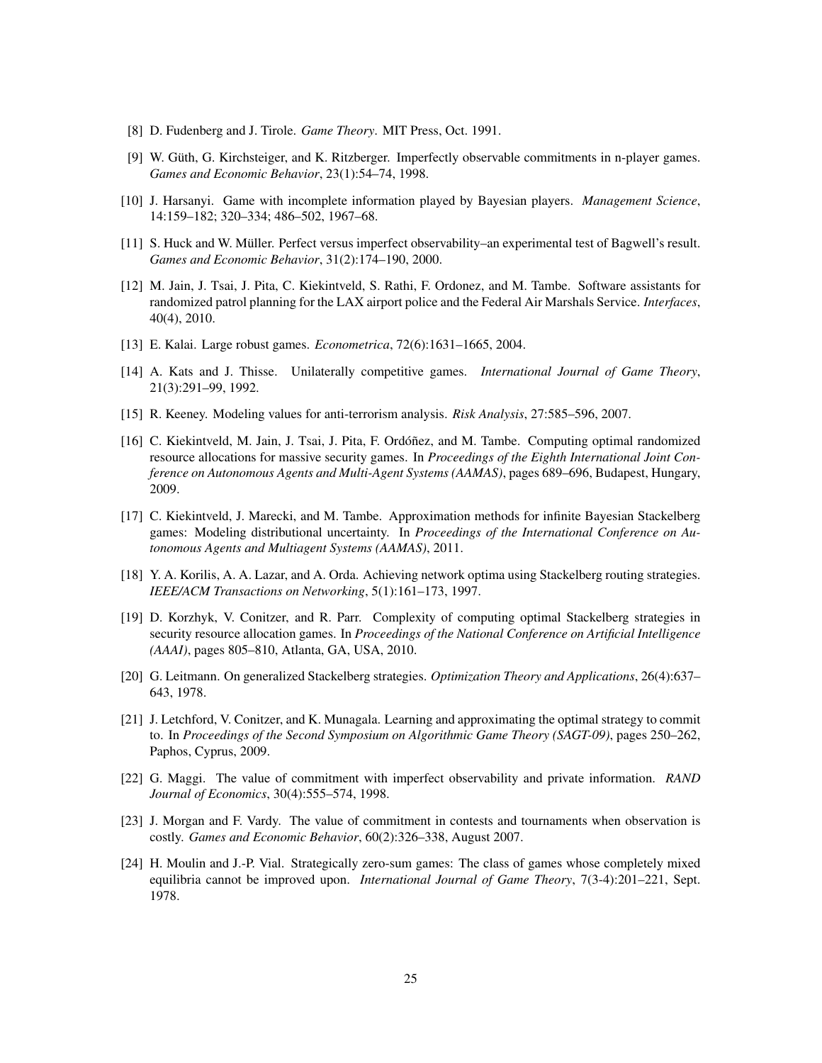[8] D. Fudenberg and J. Tirole. *Game Theory*. MIT Press, Oct. 1991.

[9] W. Güth, G. Kirchsteiger, and K. Ritzberger. Imperfectly observable commitments in n-player games. *Games and Economic Behavior*, 23(1):54–74, 1998.

[10] J. Harsanyi. Game with incomplete information played by Bayesian players. *Management Science*, 14:159–182; 320–334; 486–502, 1967–68.

[11] S. Huck and W. Müller. Perfect versus imperfect observability–an experimental test of Bagwell's result. *Games and Economic Behavior*, 31(2):174–190, 2000.

[12] M. Jain, J. Tsai, J. Pita, C. Kiekintveld, S. Rathi, F. Ordonez, and M. Tambe. Software assistants for randomized patrol planning for the LAX airport police and the Federal Air Marshals Service. *Interfaces*, 40(4), 2010.

[13] E. Kalai. Large robust games. *Econometrica*, 72(6):1631–1665, 2004.

[14] A. Kats and J. Thisse. Unilaterally competitive games. *International Journal of Game Theory*, 21(3):291–99, 1992.

[15] R. Keeney. Modeling values for anti-terrorism analysis. *Risk Analysis*, 27:585–596, 2007.

[16] C. Kiekintveld, M. Jain, J. Tsai, J. Pita, F. Ordóñez, and M. Tambe. Computing optimal randomized resource allocations for massive security games. In *Proceedings of the Eighth International Joint Conference on Autonomous Agents and Multi-Agent Systems (AAMAS)*, pages 689–696, Budapest, Hungary, 2009.

[17] C. Kiekintveld, J. Marecki, and M. Tambe. Approximation methods for infinite Bayesian Stackelberg games: Modeling distributional uncertainty. In *Proceedings of the International Conference on Autonomous Agents and Multiagent Systems (AAMAS)*, 2011.

[18] Y. A. Korilis, A. A. Lazar, and A. Orda. Achieving network optima using Stackelberg routing strategies. *IEEE/ACM Transactions on Networking*, 5(1):161–173, 1997.

[19] D. Korzhyk, V. Conitzer, and R. Parr. Complexity of computing optimal Stackelberg strategies in security resource allocation games. In *Proceedings of the National Conference on Artificial Intelligence (AAAI)*, pages 805–810, Atlanta, GA, USA, 2010.

[20] G. Leitmann. On generalized Stackelberg strategies. *Optimization Theory and Applications*, 26(4):637–643, 1978.

[21] J. Letchford, V. Conitzer, and K. Munagala. Learning and approximating the optimal strategy to commit to. In *Proceedings of the Second Symposium on Algorithmic Game Theory (SAGT-09)*, pages 250–262, Paphos, Cyprus, 2009.

[22] G. Maggi. The value of commitment with imperfect observability and private information. *RAND Journal of Economics*, 30(4):555–574, 1998.

[23] J. Morgan and F. Vardy. The value of commitment in contests and tournaments when observation is costly. *Games and Economic Behavior*, 60(2):326–338, August 2007.

[24] H. Moulin and J.-P. Vial. Strategically zero-sum games: The class of games whose completely mixed equilibria cannot be improved upon. *International Journal of Game Theory*, 7(3-4):201–221, Sept. 1978.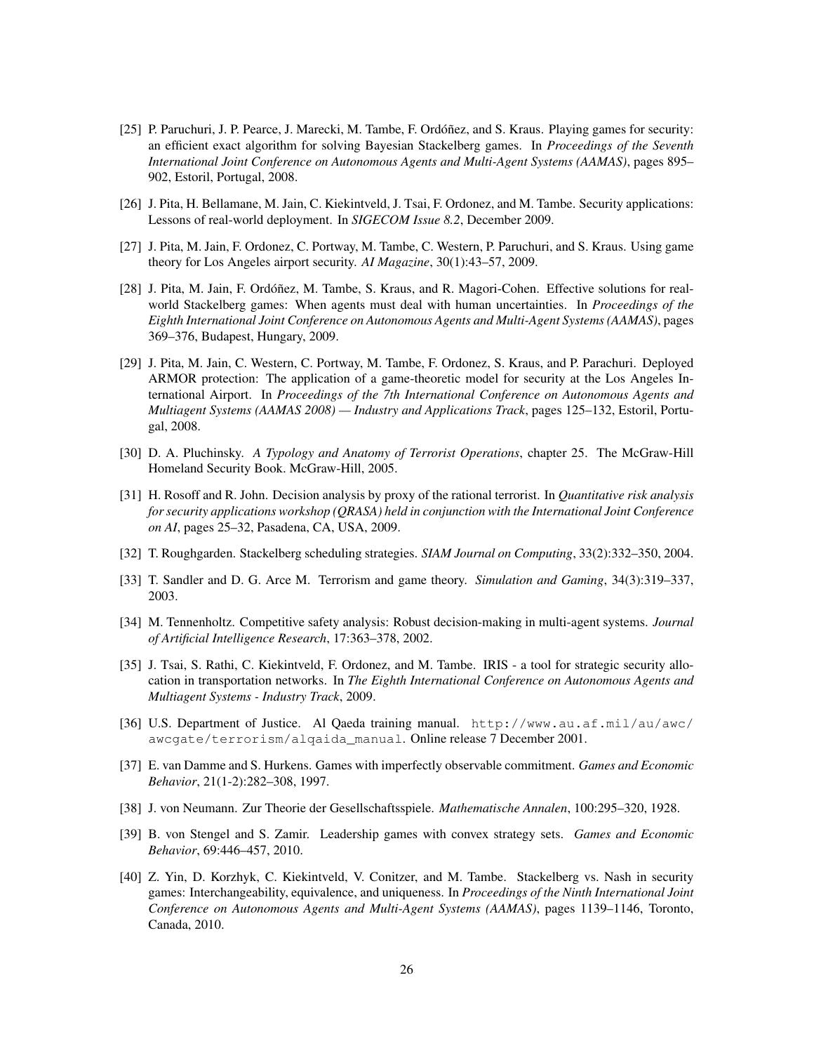[25] P. Paruchuri, J. P. Pearce, J. Marecki, M. Tambe, F. Ordóñez, and S. Kraus. Playing games for security: an efficient exact algorithm for solving Bayesian Stackelberg games. In *Proceedings of the Seventh International Joint Conference on Autonomous Agents and Multi-Agent Systems (AAMAS)*, pages 895–902, Estoril, Portugal, 2008.

[26] J. Pita, H. Bellamane, M. Jain, C. Kiekintveld, J. Tsai, F. Ordonez, and M. Tambe. Security applications: Lessons of real-world deployment. In *SIGECOM Issue 8.2*, December 2009.

[27] J. Pita, M. Jain, F. Ordonez, C. Portway, M. Tambe, C. Western, P. Paruchuri, and S. Kraus. Using game theory for Los Angeles airport security. *AI Magazine*, 30(1):43–57, 2009.

[28] J. Pita, M. Jain, F. Ordóñez, M. Tambe, S. Kraus, and R. Magori-Cohen. Effective solutions for real-world Stackelberg games: When agents must deal with human uncertainties. In *Proceedings of the Eighth International Joint Conference on Autonomous Agents and Multi-Agent Systems (AAMAS)*, pages 369–376, Budapest, Hungary, 2009.

[29] J. Pita, M. Jain, C. Western, C. Portway, M. Tambe, F. Ordonez, S. Kraus, and P. Parachuri. Deployed ARMOR protection: The application of a game-theoretic model for security at the Los Angeles International Airport. In *Proceedings of the 7th International Conference on Autonomous Agents and Multiagent Systems (AAMAS 2008) — Industry and Applications Track*, pages 125–132, Estoril, Portugal, 2008.

[30] D. A. Pluchinsky. *A Typology and Anatomy of Terrorist Operations*, chapter 25. The McGraw-Hill Homeland Security Book. McGraw-Hill, 2005.

[31] H. Rosoff and R. John. Decision analysis by proxy of the rational terrorist. In *Quantitative risk analysis for security applications workshop (QRASA) held in conjunction with the International Joint Conference on AI*, pages 25–32, Pasadena, CA, USA, 2009.

[32] T. Roughgarden. Stackelberg scheduling strategies. *SIAM Journal on Computing*, 33(2):332–350, 2004.

[33] T. Sandler and D. G. Arce M. Terrorism and game theory. *Simulation and Gaming*, 34(3):319–337, 2003.

[34] M. Tennenholtz. Competitive safety analysis: Robust decision-making in multi-agent systems. *Journal of Artificial Intelligence Research*, 17:363–378, 2002.

[35] J. Tsai, S. Rathi, C. Kiekintveld, F. Ordonez, and M. Tambe. IRIS - a tool for strategic security allocation in transportation networks. In *The Eighth International Conference on Autonomous Agents and Multiagent Systems - Industry Track*, 2009.

[36] U.S. Department of Justice. Al Qaeda training manual. `http://www.au.af.mil/au/awc/awcgate/terrorism/alqaida_manual`. Online release 7 December 2001.

[37] E. van Damme and S. Hurkens. Games with imperfectly observable commitment. *Games and Economic Behavior*, 21(1-2):282–308, 1997.

[38] J. von Neumann. Zur Theorie der Gesellschaftsspiele. *Mathematische Annalen*, 100:295–320, 1928.

[39] B. von Stengel and S. Zamir. Leadership games with convex strategy sets. *Games and Economic Behavior*, 69:446–457, 2010.

[40] Z. Yin, D. Korzhyk, C. Kiekintveld, V. Conitzer, and M. Tambe. Stackelberg vs. Nash in security games: Interchangeability, equivalence, and uniqueness. In *Proceedings of the Ninth International Joint Conference on Autonomous Agents and Multi-Agent Systems (AAMAS)*, pages 1139–1146, Toronto, Canada, 2010.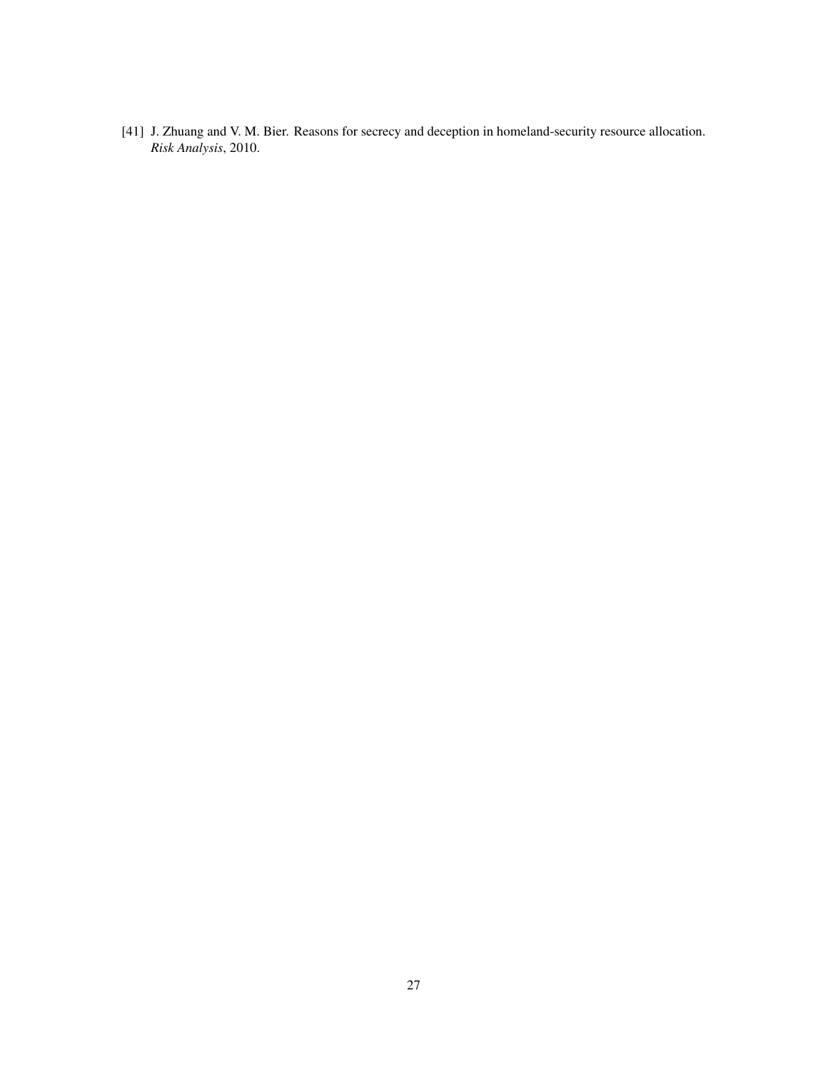[41] J. Zhuang and V. M. Bier. Reasons for secrecy and deception in homeland-security resource allocation. *Risk Analysis*, 2010.